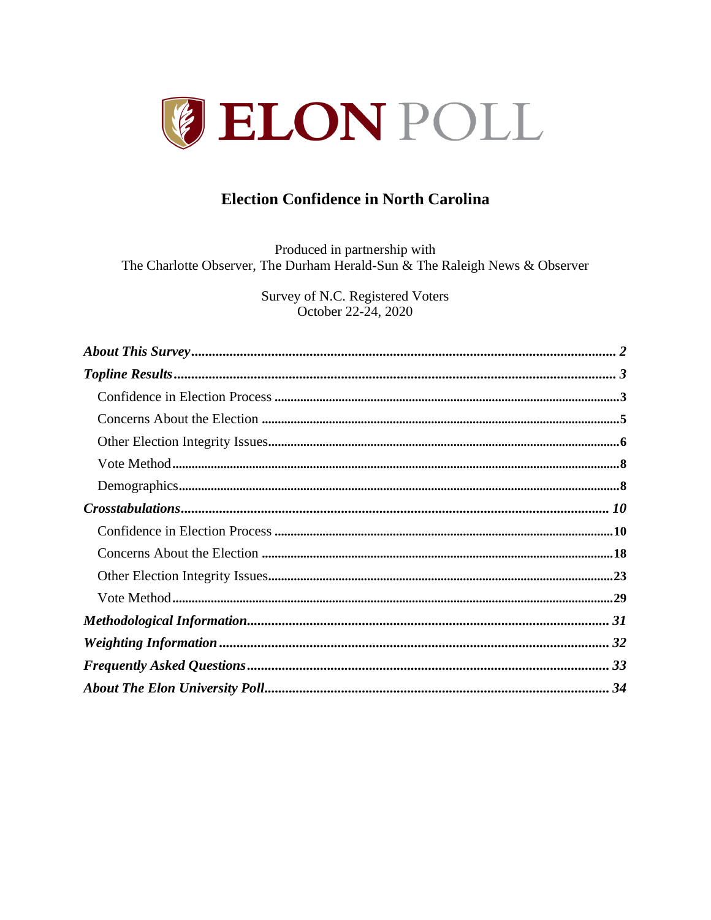# ELON POLL

## Election Confidence in North Carolina

Produced in partnership with
The Charlotte Observer, The Durham Herald-Sun & The Raleigh News & Observer

Survey of N.C. Registered Voters
October 22-24, 2020

- ***About This Survey*** ... 2
- ***Topline Results*** ... 3
  - Confidence in Election Process ... 3
  - Concerns About the Election ... 5
  - Other Election Integrity Issues ... 6
  - Vote Method ... 8
  - Demographics ... 8
- ***Crosstabulations*** ... 10
  - Confidence in Election Process ... 10
  - Concerns About the Election ... 18
  - Other Election Integrity Issues ... 23
  - Vote Method ... 29
- ***Methodological Information*** ... 31
- ***Weighting Information*** ... 32
- ***Frequently Asked Questions*** ... 33
- ***About The Elon University Poll*** ... 34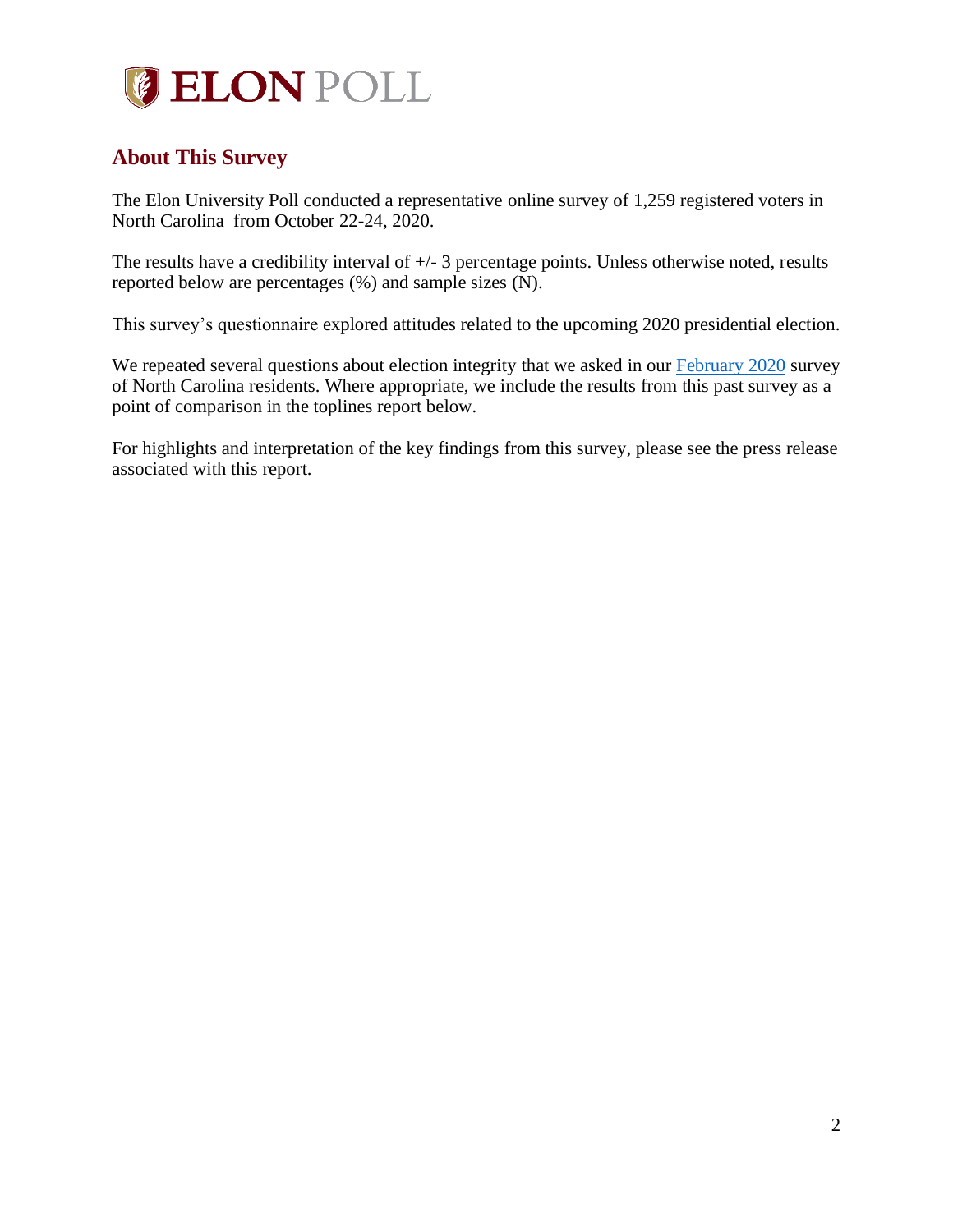## About This Survey

The Elon University Poll conducted a representative online survey of 1,259 registered voters in North Carolina from October 22-24, 2020.

The results have a credibility interval of +/- 3 percentage points. Unless otherwise noted, results reported below are percentages (%) and sample sizes (N).

This survey's questionnaire explored attitudes related to the upcoming 2020 presidential election.

We repeated several questions about election integrity that we asked in our February 2020 survey of North Carolina residents. Where appropriate, we include the results from this past survey as a point of comparison in the toplines report below.

For highlights and interpretation of the key findings from this survey, please see the press release associated with this report.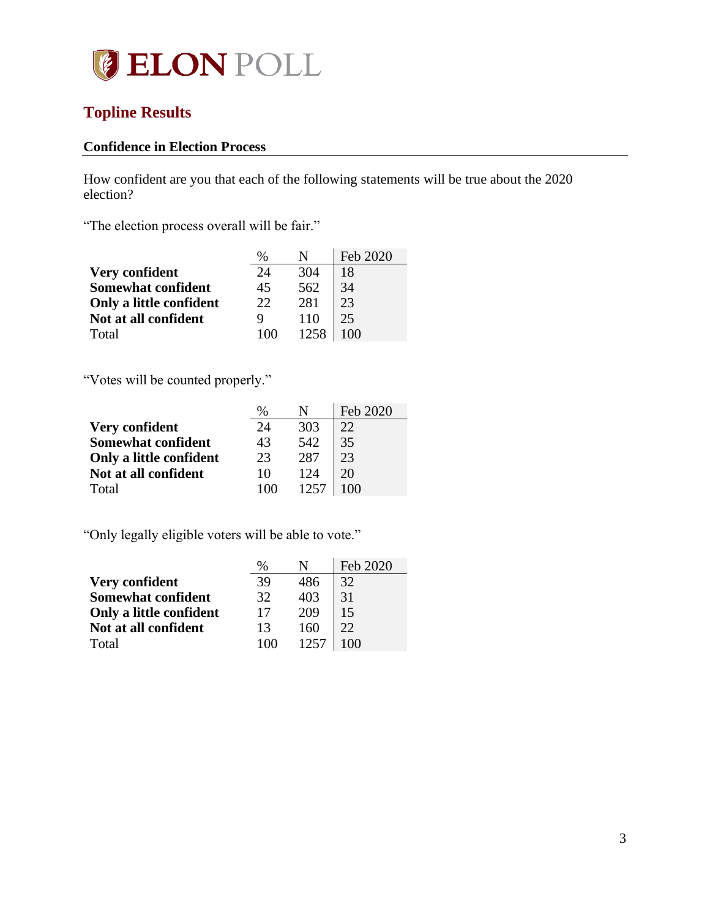## Topline Results

### Confidence in Election Process

How confident are you that each of the following statements will be true about the 2020 election?

"The election process overall will be fair."

| | % | N | Feb 2020 |
|---|---|---|---|
| **Very confident** | 24 | 304 | 18 |
| **Somewhat confident** | 45 | 562 | 34 |
| **Only a little confident** | 22 | 281 | 23 |
| **Not at all confident** | 9 | 110 | 25 |
| Total | 100 | 1258 | 100 |

"Votes will be counted properly."

| | % | N | Feb 2020 |
|---|---|---|---|
| **Very confident** | 24 | 303 | 22 |
| **Somewhat confident** | 43 | 542 | 35 |
| **Only a little confident** | 23 | 287 | 23 |
| **Not at all confident** | 10 | 124 | 20 |
| Total | 100 | 1257 | 100 |

"Only legally eligible voters will be able to vote."

| | % | N | Feb 2020 |
|---|---|---|---|
| **Very confident** | 39 | 486 | 32 |
| **Somewhat confident** | 32 | 403 | 31 |
| **Only a little confident** | 17 | 209 | 15 |
| **Not at all confident** | 13 | 160 | 22 |
| Total | 100 | 1257 | 100 |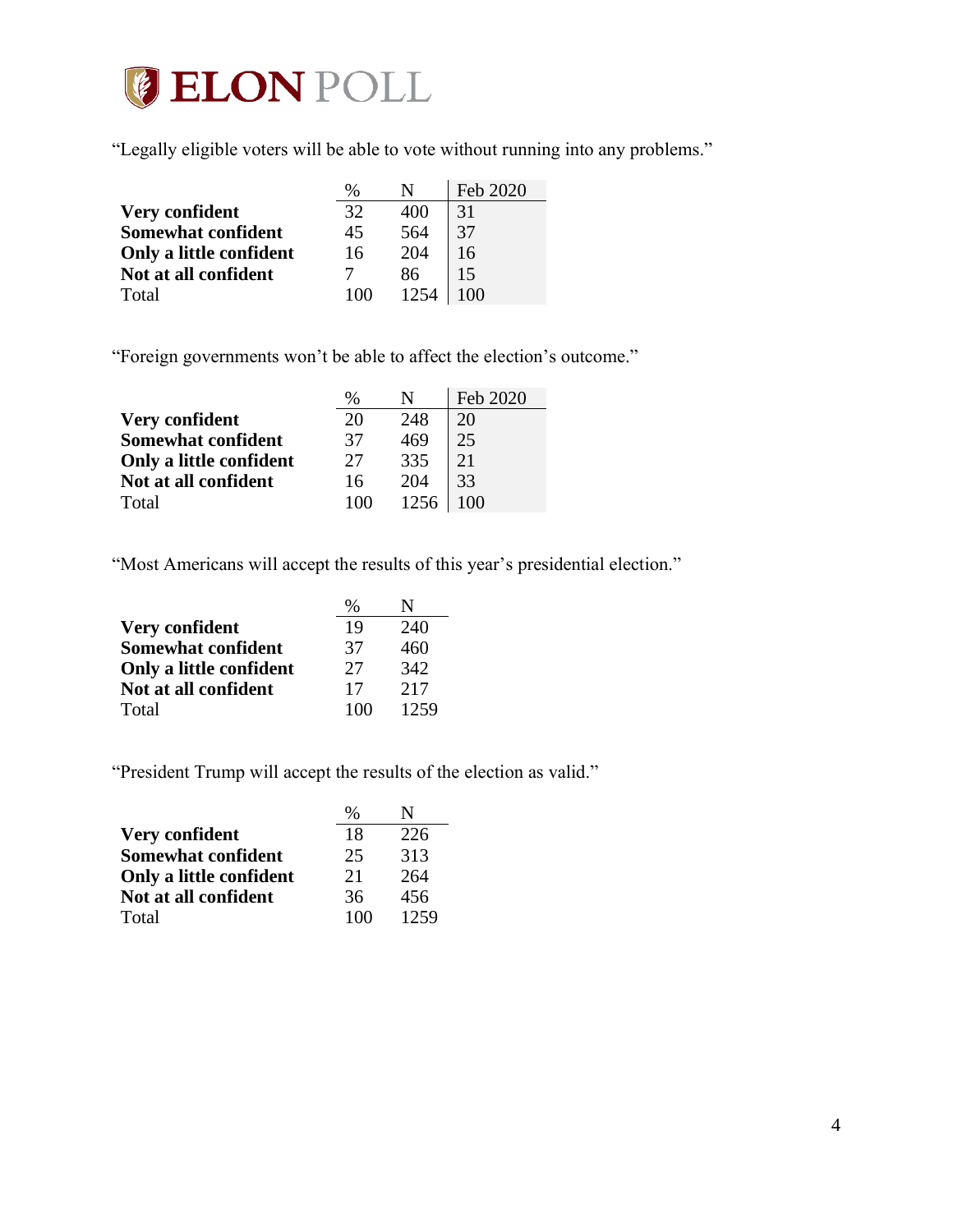"Legally eligible voters will be able to vote without running into any problems."

| | % | N | Feb 2020 |
|---|---|---|---|
| **Very confident** | 32 | 400 | 31 |
| **Somewhat confident** | 45 | 564 | 37 |
| **Only a little confident** | 16 | 204 | 16 |
| **Not at all confident** | 7 | 86 | 15 |
| Total | 100 | 1254 | 100 |

"Foreign governments won't be able to affect the election's outcome."

| | % | N | Feb 2020 |
|---|---|---|---|
| **Very confident** | 20 | 248 | 20 |
| **Somewhat confident** | 37 | 469 | 25 |
| **Only a little confident** | 27 | 335 | 21 |
| **Not at all confident** | 16 | 204 | 33 |
| Total | 100 | 1256 | 100 |

"Most Americans will accept the results of this year's presidential election."

| | % | N |
|---|---|---|
| **Very confident** | 19 | 240 |
| **Somewhat confident** | 37 | 460 |
| **Only a little confident** | 27 | 342 |
| **Not at all confident** | 17 | 217 |
| Total | 100 | 1259 |

"President Trump will accept the results of the election as valid."

| | % | N |
|---|---|---|
| **Very confident** | 18 | 226 |
| **Somewhat confident** | 25 | 313 |
| **Only a little confident** | 21 | 264 |
| **Not at all confident** | 36 | 456 |
| Total | 100 | 1259 |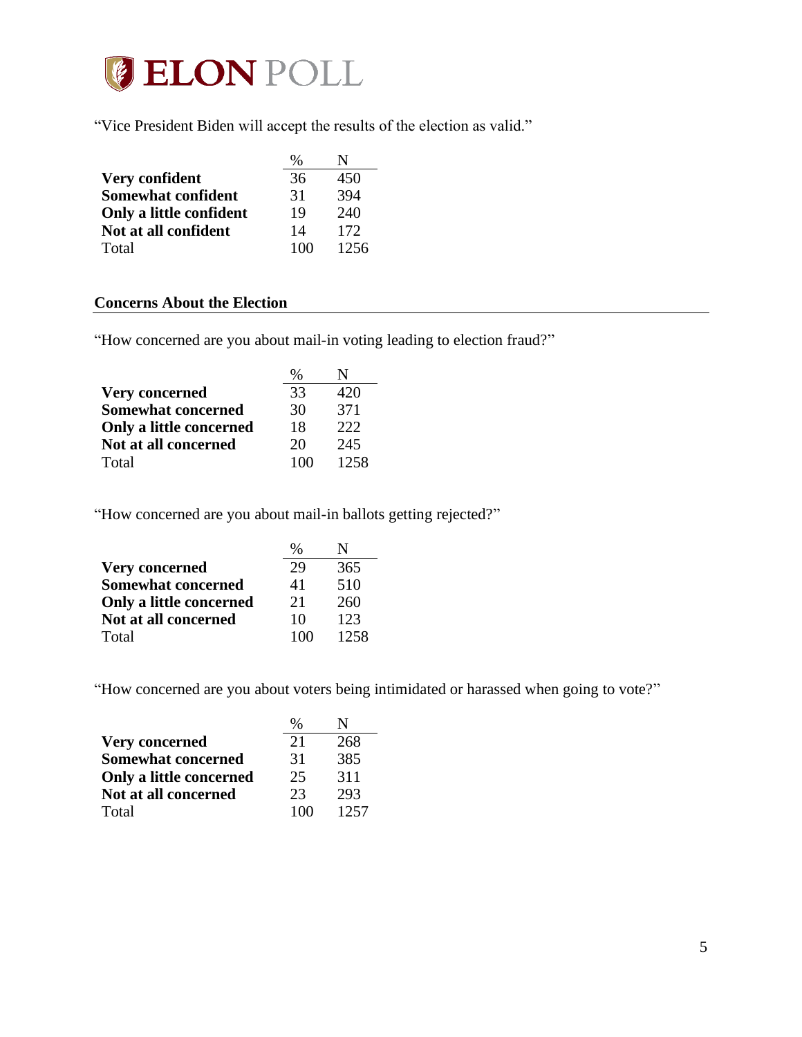"Vice President Biden will accept the results of the election as valid."

| | % | N |
|---|---|---|
| **Very confident** | 36 | 450 |
| **Somewhat confident** | 31 | 394 |
| **Only a little confident** | 19 | 240 |
| **Not at all confident** | 14 | 172 |
| Total | 100 | 1256 |

## Concerns About the Election

"How concerned are you about mail-in voting leading to election fraud?"

| | % | N |
|---|---|---|
| **Very concerned** | 33 | 420 |
| **Somewhat concerned** | 30 | 371 |
| **Only a little concerned** | 18 | 222 |
| **Not at all concerned** | 20 | 245 |
| Total | 100 | 1258 |

"How concerned are you about mail-in ballots getting rejected?"

| | % | N |
|---|---|---|
| **Very concerned** | 29 | 365 |
| **Somewhat concerned** | 41 | 510 |
| **Only a little concerned** | 21 | 260 |
| **Not at all concerned** | 10 | 123 |
| Total | 100 | 1258 |

"How concerned are you about voters being intimidated or harassed when going to vote?"

| | % | N |
|---|---|---|
| **Very concerned** | 21 | 268 |
| **Somewhat concerned** | 31 | 385 |
| **Only a little concerned** | 25 | 311 |
| **Not at all concerned** | 23 | 293 |
| Total | 100 | 1257 |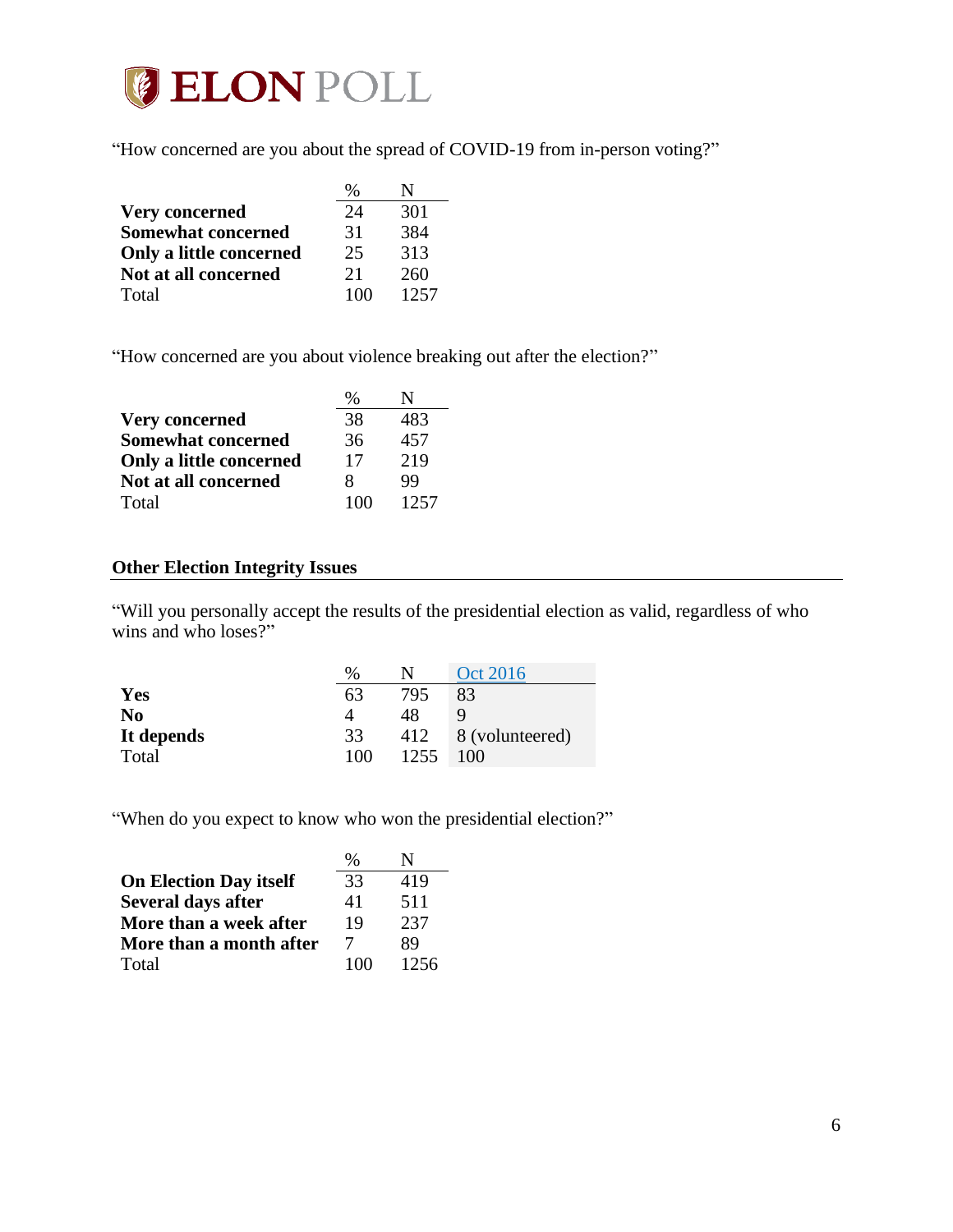"How concerned are you about the spread of COVID-19 from in-person voting?"

| | % | N |
|---|---|---|
| **Very concerned** | 24 | 301 |
| **Somewhat concerned** | 31 | 384 |
| **Only a little concerned** | 25 | 313 |
| **Not at all concerned** | 21 | 260 |
| Total | 100 | 1257 |

"How concerned are you about violence breaking out after the election?"

| | % | N |
|---|---|---|
| **Very concerned** | 38 | 483 |
| **Somewhat concerned** | 36 | 457 |
| **Only a little concerned** | 17 | 219 |
| **Not at all concerned** | 8 | 99 |
| Total | 100 | 1257 |

## Other Election Integrity Issues

"Will you personally accept the results of the presidential election as valid, regardless of who wins and who loses?"

| | % | N | Oct 2016 |
|---|---|---|---|
| **Yes** | 63 | 795 | 83 |
| **No** | 4 | 48 | 9 |
| **It depends** | 33 | 412 | 8 (volunteered) |
| Total | 100 | 1255 | 100 |

"When do you expect to know who won the presidential election?"

| | % | N |
|---|---|---|
| **On Election Day itself** | 33 | 419 |
| **Several days after** | 41 | 511 |
| **More than a week after** | 19 | 237 |
| **More than a month after** | 7 | 89 |
| Total | 100 | 1256 |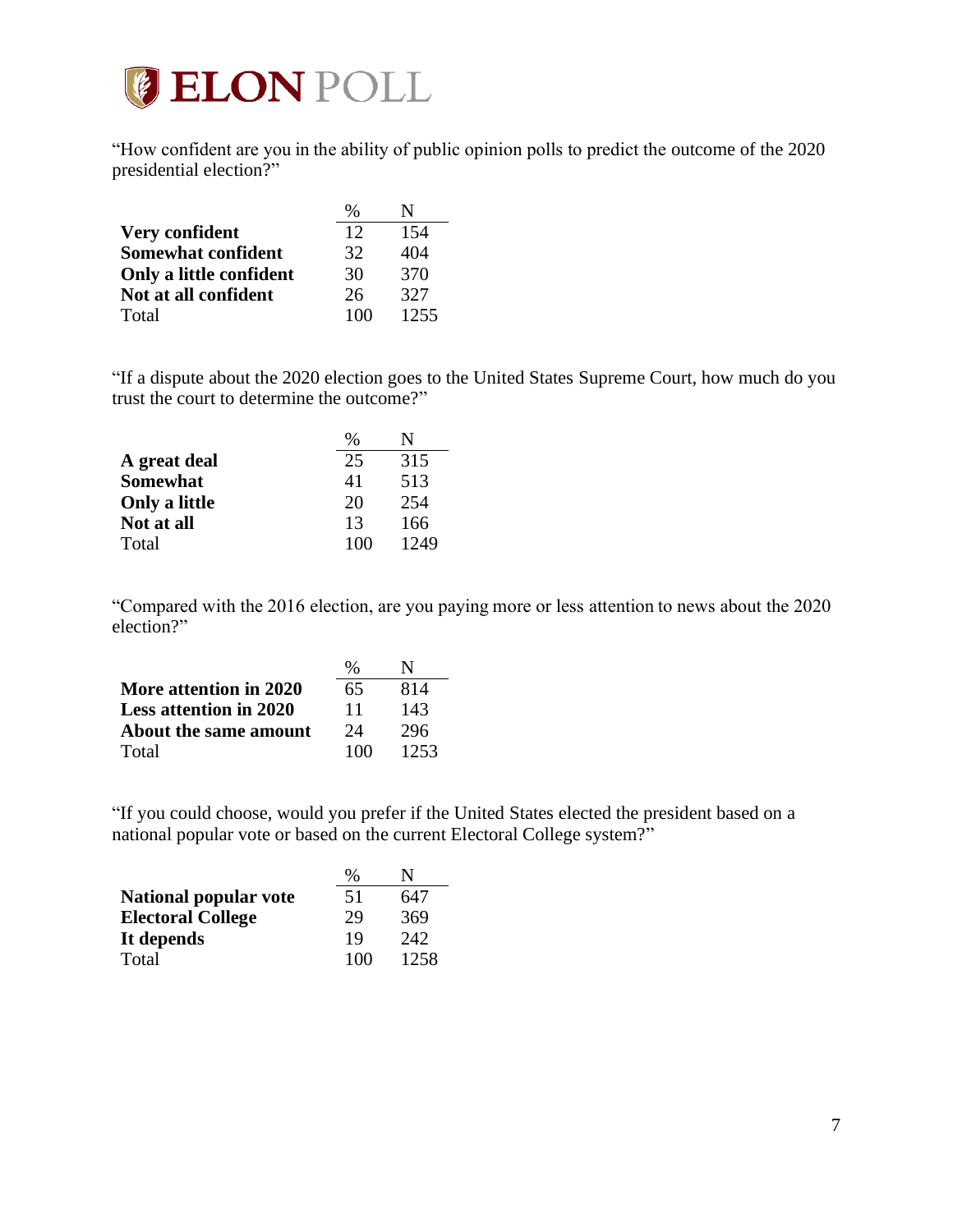"How confident are you in the ability of public opinion polls to predict the outcome of the 2020 presidential election?"

| | % | N |
|---|---|---|
| **Very confident** | 12 | 154 |
| **Somewhat confident** | 32 | 404 |
| **Only a little confident** | 30 | 370 |
| **Not at all confident** | 26 | 327 |
| Total | 100 | 1255 |

"If a dispute about the 2020 election goes to the United States Supreme Court, how much do you trust the court to determine the outcome?"

| | % | N |
|---|---|---|
| **A great deal** | 25 | 315 |
| **Somewhat** | 41 | 513 |
| **Only a little** | 20 | 254 |
| **Not at all** | 13 | 166 |
| Total | 100 | 1249 |

"Compared with the 2016 election, are you paying more or less attention to news about the 2020 election?"

| | % | N |
|---|---|---|
| **More attention in 2020** | 65 | 814 |
| **Less attention in 2020** | 11 | 143 |
| **About the same amount** | 24 | 296 |
| Total | 100 | 1253 |

"If you could choose, would you prefer if the United States elected the president based on a national popular vote or based on the current Electoral College system?"

| | % | N |
|---|---|---|
| **National popular vote** | 51 | 647 |
| **Electoral College** | 29 | 369 |
| **It depends** | 19 | 242 |
| Total | 100 | 1258 |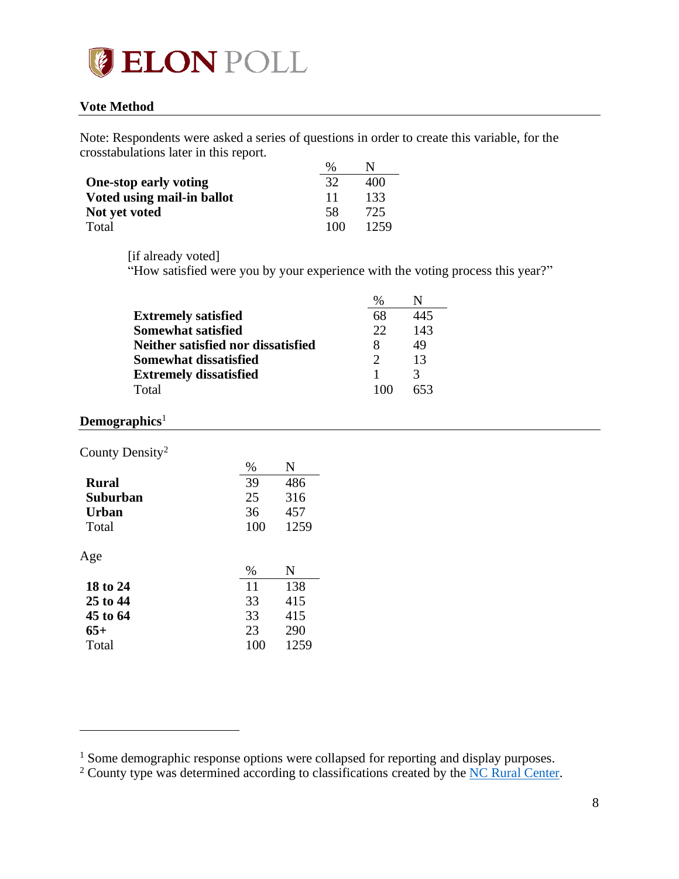ELON POLL

## Vote Method

Note: Respondents were asked a series of questions in order to create this variable, for the crosstabulations later in this report.

| | % | N |
|---|---|---|
| **One-stop early voting** | 32 | 400 |
| **Voted using mail-in ballot** | 11 | 133 |
| **Not yet voted** | 58 | 725 |
| Total | 100 | 1259 |

[if already voted]
"How satisfied were you by your experience with the voting process this year?"

| | % | N |
|---|---|---|
| **Extremely satisfied** | 68 | 445 |
| **Somewhat satisfied** | 22 | 143 |
| **Neither satisfied nor dissatisfied** | 8 | 49 |
| **Somewhat dissatisfied** | 2 | 13 |
| **Extremely dissatisfied** | 1 | 3 |
| Total | 100 | 653 |

## Demographics[1]

County Density[2]

| | % | N |
|---|---|---|
| **Rural** | 39 | 486 |
| **Suburban** | 25 | 316 |
| **Urban** | 36 | 457 |
| Total | 100 | 1259 |

Age

| | % | N |
|---|---|---|
| **18 to 24** | 11 | 138 |
| **25 to 44** | 33 | 415 |
| **45 to 64** | 33 | 415 |
| **65+** | 23 | 290 |
| Total | 100 | 1259 |

---

[1] Some demographic response options were collapsed for reporting and display purposes.

[2] County type was determined according to classifications created by the NC Rural Center.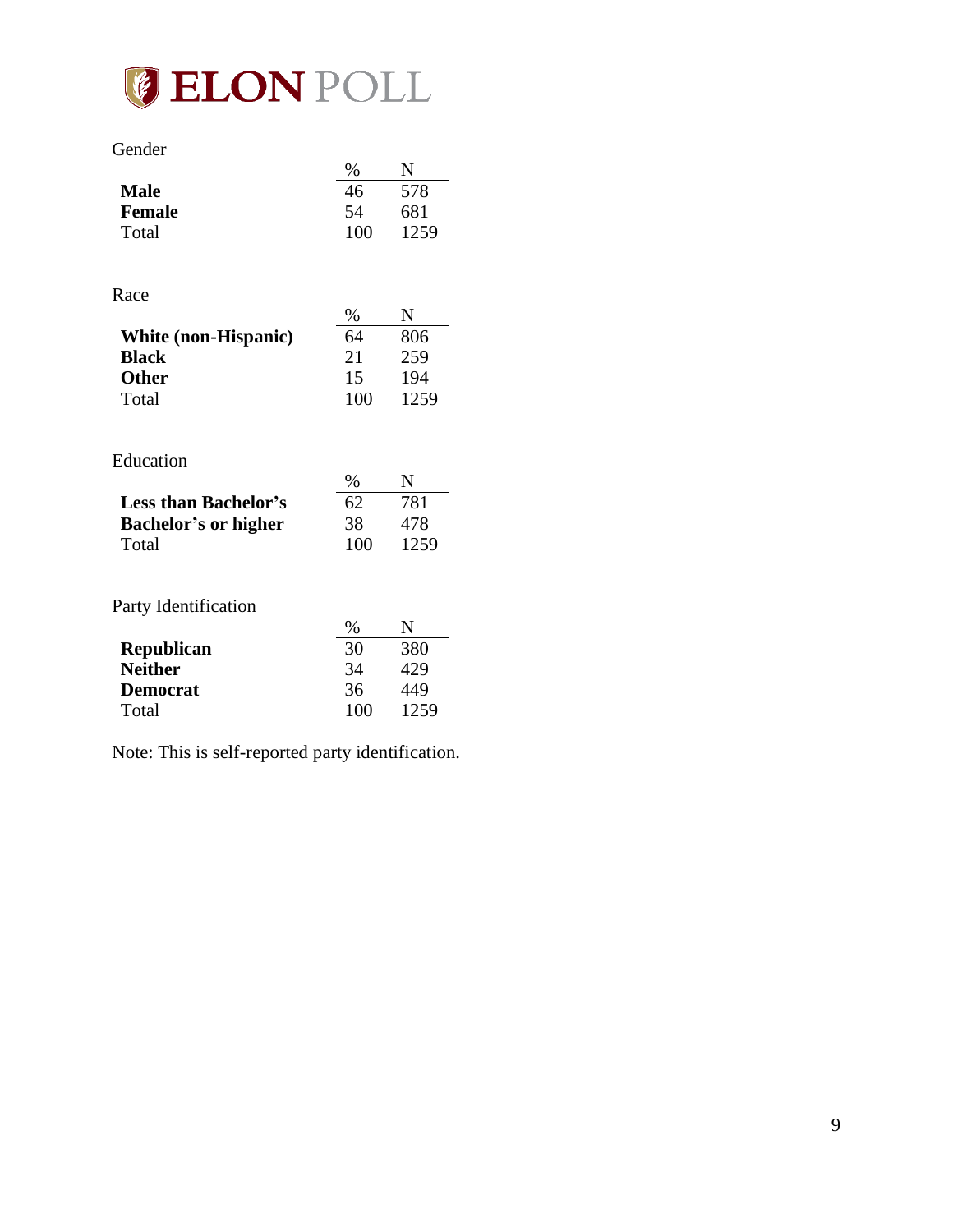Gender

| | % | N |
|---|---|---|
| **Male** | 46 | 578 |
| **Female** | 54 | 681 |
| Total | 100 | 1259 |

Race

| | % | N |
|---|---|---|
| **White (non-Hispanic)** | 64 | 806 |
| **Black** | 21 | 259 |
| **Other** | 15 | 194 |
| Total | 100 | 1259 |

Education

| | % | N |
|---|---|---|
| **Less than Bachelor's** | 62 | 781 |
| **Bachelor's or higher** | 38 | 478 |
| Total | 100 | 1259 |

Party Identification

| | % | N |
|---|---|---|
| **Republican** | 30 | 380 |
| **Neither** | 34 | 429 |
| **Democrat** | 36 | 449 |
| Total | 100 | 1259 |

Note: This is self-reported party identification.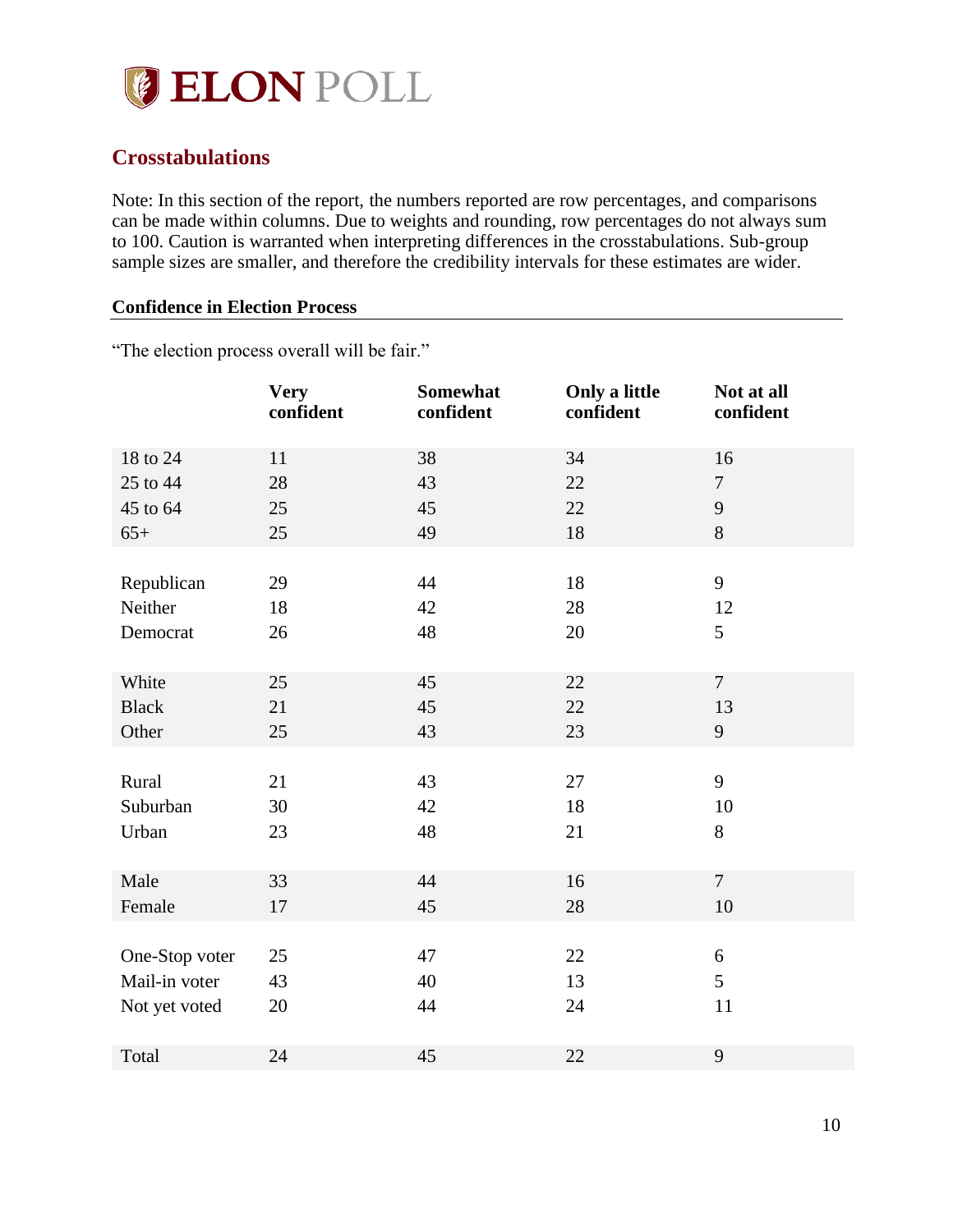ELON POLL

## Crosstabulations

Note: In this section of the report, the numbers reported are row percentages, and comparisons can be made within columns. Due to weights and rounding, row percentages do not always sum to 100. Caution is warranted when interpreting differences in the crosstabulations. Sub-group sample sizes are smaller, and therefore the credibility intervals for these estimates are wider.

### Confidence in Election Process

"The election process overall will be fair."

| | Very confident | Somewhat confident | Only a little confident | Not at all confident |
|---|---|---|---|---|
| 18 to 24 | 11 | 38 | 34 | 16 |
| 25 to 44 | 28 | 43 | 22 | 7 |
| 45 to 64 | 25 | 45 | 22 | 9 |
| 65+ | 25 | 49 | 18 | 8 |
| Republican | 29 | 44 | 18 | 9 |
| Neither | 18 | 42 | 28 | 12 |
| Democrat | 26 | 48 | 20 | 5 |
| White | 25 | 45 | 22 | 7 |
| Black | 21 | 45 | 22 | 13 |
| Other | 25 | 43 | 23 | 9 |
| Rural | 21 | 43 | 27 | 9 |
| Suburban | 30 | 42 | 18 | 10 |
| Urban | 23 | 48 | 21 | 8 |
| Male | 33 | 44 | 16 | 7 |
| Female | 17 | 45 | 28 | 10 |
| One-Stop voter | 25 | 47 | 22 | 6 |
| Mail-in voter | 43 | 40 | 13 | 5 |
| Not yet voted | 20 | 44 | 24 | 11 |
| Total | 24 | 45 | 22 | 9 |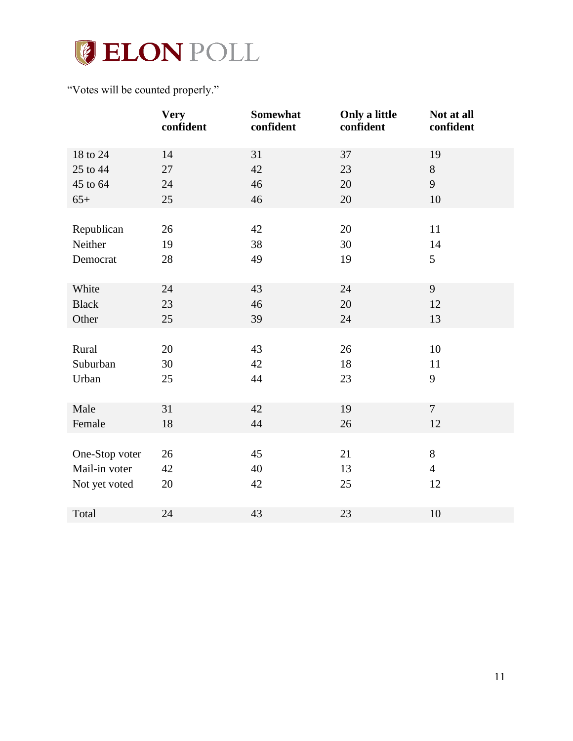# ELON POLL

"Votes will be counted properly."

| | Very confident | Somewhat confident | Only a little confident | Not at all confident |
|---|---|---|---|---|
| 18 to 24 | 14 | 31 | 37 | 19 |
| 25 to 44 | 27 | 42 | 23 | 8 |
| 45 to 64 | 24 | 46 | 20 | 9 |
| 65+ | 25 | 46 | 20 | 10 |
| | | | | |
| Republican | 26 | 42 | 20 | 11 |
| Neither | 19 | 38 | 30 | 14 |
| Democrat | 28 | 49 | 19 | 5 |
| | | | | |
| White | 24 | 43 | 24 | 9 |
| Black | 23 | 46 | 20 | 12 |
| Other | 25 | 39 | 24 | 13 |
| | | | | |
| Rural | 20 | 43 | 26 | 10 |
| Suburban | 30 | 42 | 18 | 11 |
| Urban | 25 | 44 | 23 | 9 |
| | | | | |
| Male | 31 | 42 | 19 | 7 |
| Female | 18 | 44 | 26 | 12 |
| | | | | |
| One-Stop voter | 26 | 45 | 21 | 8 |
| Mail-in voter | 42 | 40 | 13 | 4 |
| Not yet voted | 20 | 42 | 25 | 12 |
| | | | | |
| Total | 24 | 43 | 23 | 10 |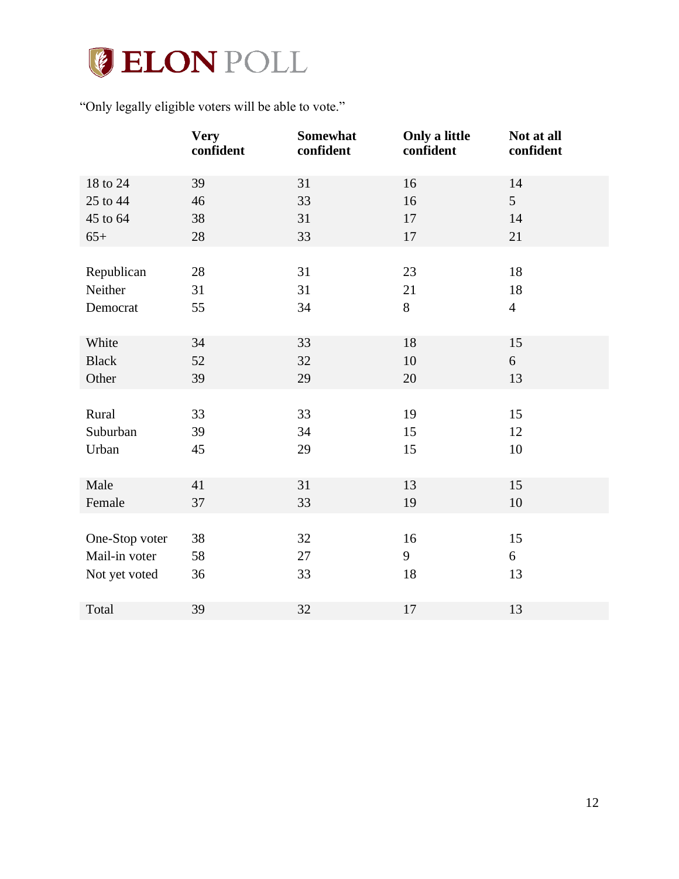"Only legally eligible voters will be able to vote."

| | Very confident | Somewhat confident | Only a little confident | Not at all confident |
|---|---|---|---|---|
| 18 to 24 | 39 | 31 | 16 | 14 |
| 25 to 44 | 46 | 33 | 16 | 5 |
| 45 to 64 | 38 | 31 | 17 | 14 |
| 65+ | 28 | 33 | 17 | 21 |
| | | | | |
| Republican | 28 | 31 | 23 | 18 |
| Neither | 31 | 31 | 21 | 18 |
| Democrat | 55 | 34 | 8 | 4 |
| | | | | |
| White | 34 | 33 | 18 | 15 |
| Black | 52 | 32 | 10 | 6 |
| Other | 39 | 29 | 20 | 13 |
| | | | | |
| Rural | 33 | 33 | 19 | 15 |
| Suburban | 39 | 34 | 15 | 12 |
| Urban | 45 | 29 | 15 | 10 |
| | | | | |
| Male | 41 | 31 | 13 | 15 |
| Female | 37 | 33 | 19 | 10 |
| | | | | |
| One-Stop voter | 38 | 32 | 16 | 15 |
| Mail-in voter | 58 | 27 | 9 | 6 |
| Not yet voted | 36 | 33 | 18 | 13 |
| | | | | |
| Total | 39 | 32 | 17 | 13 |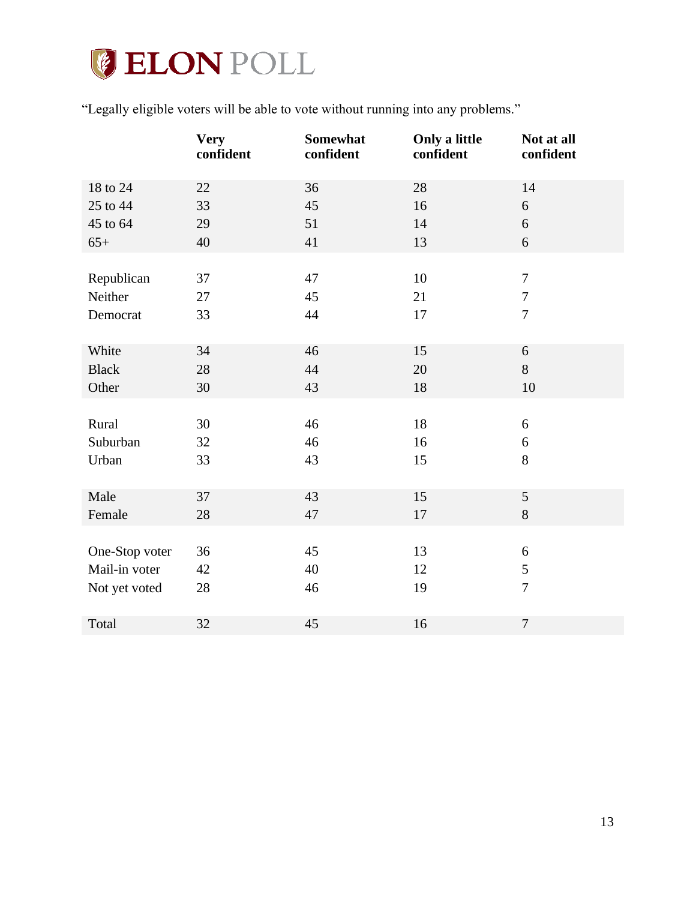"Legally eligible voters will be able to vote without running into any problems."

| | Very confident | Somewhat confident | Only a little confident | Not at all confident |
|---|---|---|---|---|
| 18 to 24 | 22 | 36 | 28 | 14 |
| 25 to 44 | 33 | 45 | 16 | 6 |
| 45 to 64 | 29 | 51 | 14 | 6 |
| 65+ | 40 | 41 | 13 | 6 |
| | | | | |
| Republican | 37 | 47 | 10 | 7 |
| Neither | 27 | 45 | 21 | 7 |
| Democrat | 33 | 44 | 17 | 7 |
| | | | | |
| White | 34 | 46 | 15 | 6 |
| Black | 28 | 44 | 20 | 8 |
| Other | 30 | 43 | 18 | 10 |
| | | | | |
| Rural | 30 | 46 | 18 | 6 |
| Suburban | 32 | 46 | 16 | 6 |
| Urban | 33 | 43 | 15 | 8 |
| | | | | |
| Male | 37 | 43 | 15 | 5 |
| Female | 28 | 47 | 17 | 8 |
| | | | | |
| One-Stop voter | 36 | 45 | 13 | 6 |
| Mail-in voter | 42 | 40 | 12 | 5 |
| Not yet voted | 28 | 46 | 19 | 7 |
| | | | | |
| Total | 32 | 45 | 16 | 7 |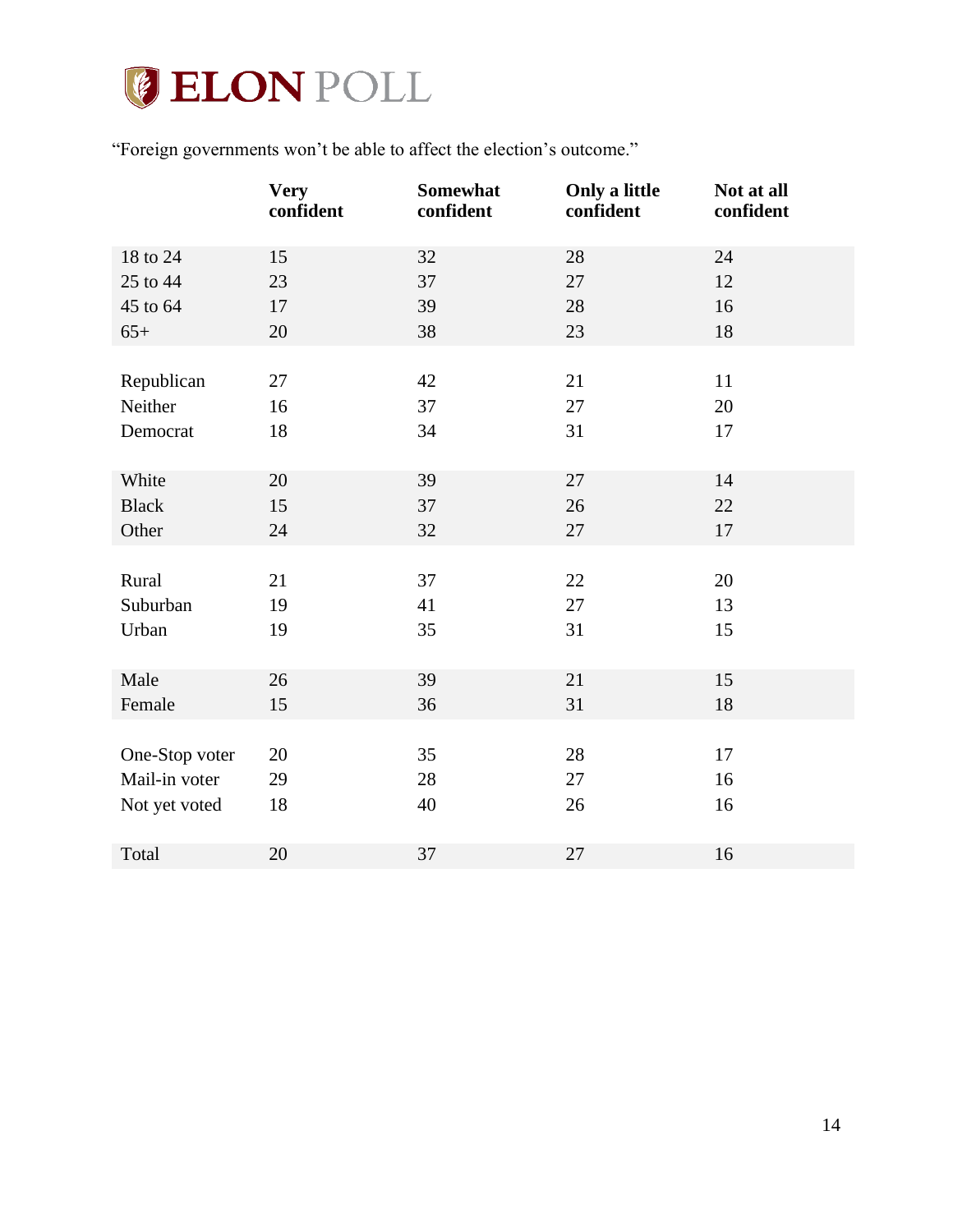# ELON POLL

"Foreign governments won't be able to affect the election's outcome."

| | Very confident | Somewhat confident | Only a little confident | Not at all confident |
|---|---|---|---|---|
| 18 to 24 | 15 | 32 | 28 | 24 |
| 25 to 44 | 23 | 37 | 27 | 12 |
| 45 to 64 | 17 | 39 | 28 | 16 |
| 65+ | 20 | 38 | 23 | 18 |
| | | | | |
| Republican | 27 | 42 | 21 | 11 |
| Neither | 16 | 37 | 27 | 20 |
| Democrat | 18 | 34 | 31 | 17 |
| | | | | |
| White | 20 | 39 | 27 | 14 |
| Black | 15 | 37 | 26 | 22 |
| Other | 24 | 32 | 27 | 17 |
| | | | | |
| Rural | 21 | 37 | 22 | 20 |
| Suburban | 19 | 41 | 27 | 13 |
| Urban | 19 | 35 | 31 | 15 |
| | | | | |
| Male | 26 | 39 | 21 | 15 |
| Female | 15 | 36 | 31 | 18 |
| | | | | |
| One-Stop voter | 20 | 35 | 28 | 17 |
| Mail-in voter | 29 | 28 | 27 | 16 |
| Not yet voted | 18 | 40 | 26 | 16 |
| | | | | |
| Total | 20 | 37 | 27 | 16 |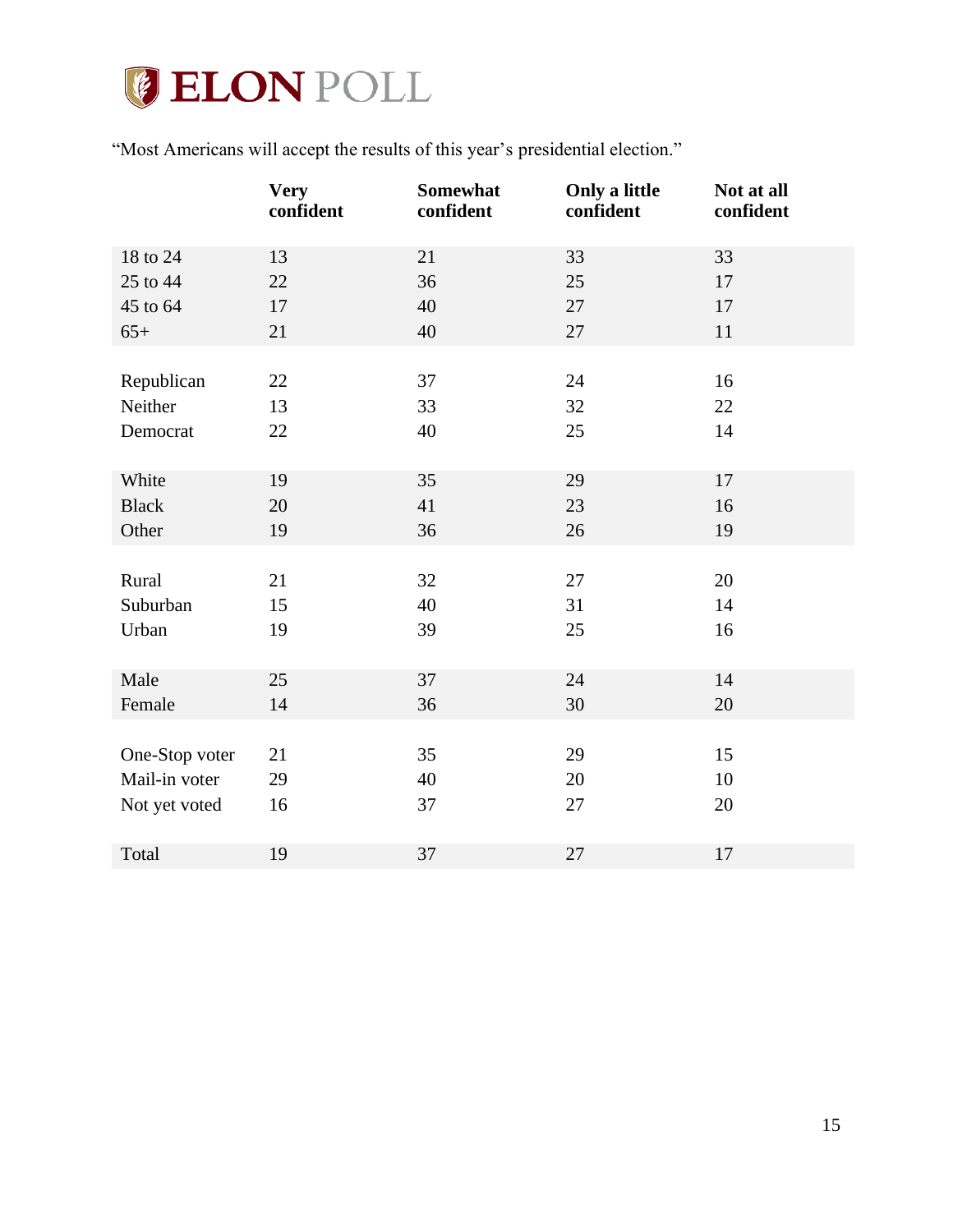“Most Americans will accept the results of this year’s presidential election.”

| | Very confident | Somewhat confident | Only a little confident | Not at all confident |
|---|---|---|---|---|
| 18 to 24 | 13 | 21 | 33 | 33 |
| 25 to 44 | 22 | 36 | 25 | 17 |
| 45 to 64 | 17 | 40 | 27 | 17 |
| 65+ | 21 | 40 | 27 | 11 |
| | | | | |
| Republican | 22 | 37 | 24 | 16 |
| Neither | 13 | 33 | 32 | 22 |
| Democrat | 22 | 40 | 25 | 14 |
| | | | | |
| White | 19 | 35 | 29 | 17 |
| Black | 20 | 41 | 23 | 16 |
| Other | 19 | 36 | 26 | 19 |
| | | | | |
| Rural | 21 | 32 | 27 | 20 |
| Suburban | 15 | 40 | 31 | 14 |
| Urban | 19 | 39 | 25 | 16 |
| | | | | |
| Male | 25 | 37 | 24 | 14 |
| Female | 14 | 36 | 30 | 20 |
| | | | | |
| One-Stop voter | 21 | 35 | 29 | 15 |
| Mail-in voter | 29 | 40 | 20 | 10 |
| Not yet voted | 16 | 37 | 27 | 20 |
| | | | | |
| Total | 19 | 37 | 27 | 17 |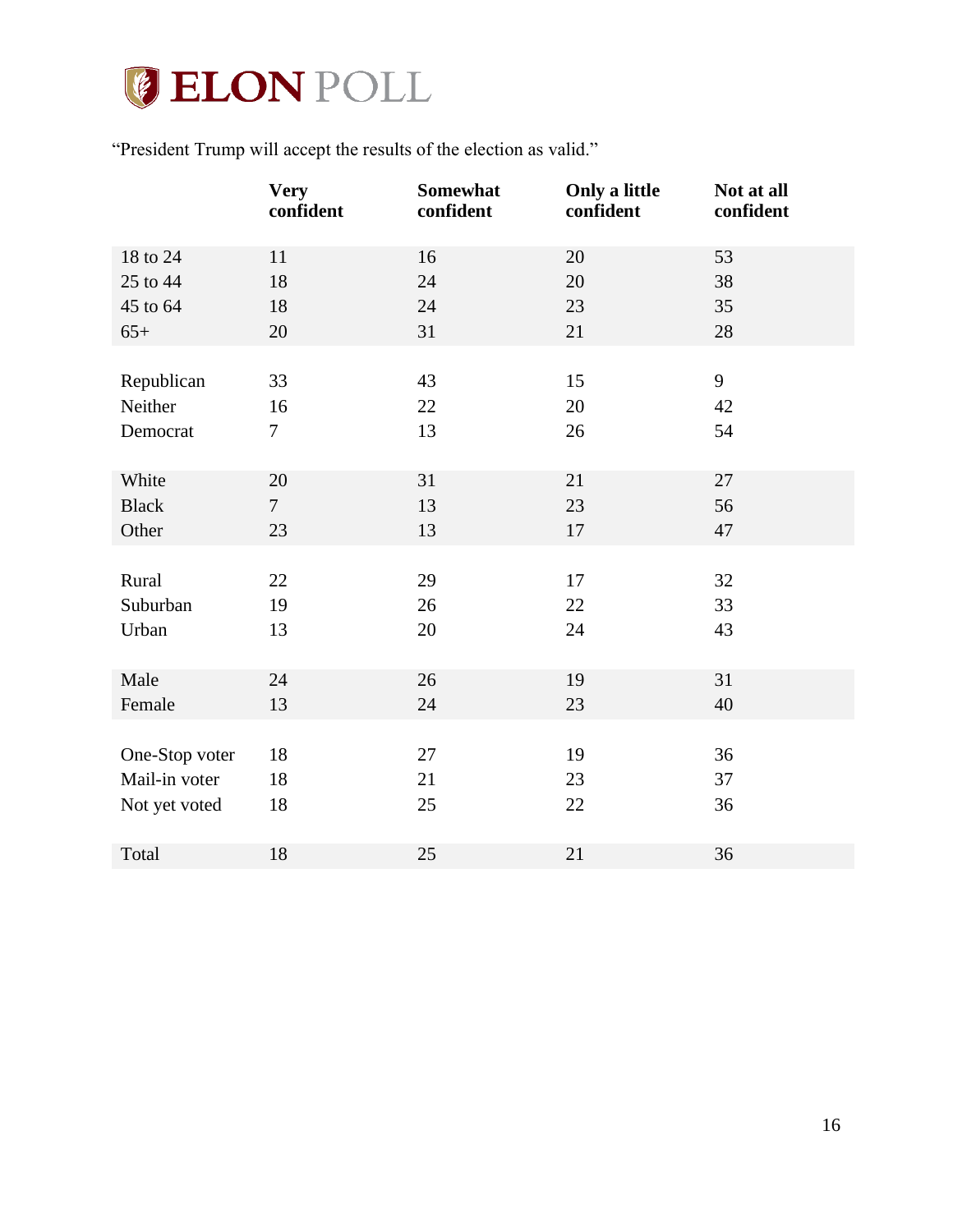"President Trump will accept the results of the election as valid."

| | Very confident | Somewhat confident | Only a little confident | Not at all confident |
|---|---|---|---|---|
| 18 to 24 | 11 | 16 | 20 | 53 |
| 25 to 44 | 18 | 24 | 20 | 38 |
| 45 to 64 | 18 | 24 | 23 | 35 |
| 65+ | 20 | 31 | 21 | 28 |
| | | | | |
| Republican | 33 | 43 | 15 | 9 |
| Neither | 16 | 22 | 20 | 42 |
| Democrat | 7 | 13 | 26 | 54 |
| | | | | |
| White | 20 | 31 | 21 | 27 |
| Black | 7 | 13 | 23 | 56 |
| Other | 23 | 13 | 17 | 47 |
| | | | | |
| Rural | 22 | 29 | 17 | 32 |
| Suburban | 19 | 26 | 22 | 33 |
| Urban | 13 | 20 | 24 | 43 |
| | | | | |
| Male | 24 | 26 | 19 | 31 |
| Female | 13 | 24 | 23 | 40 |
| | | | | |
| One-Stop voter | 18 | 27 | 19 | 36 |
| Mail-in voter | 18 | 21 | 23 | 37 |
| Not yet voted | 18 | 25 | 22 | 36 |
| | | | | |
| Total | 18 | 25 | 21 | 36 |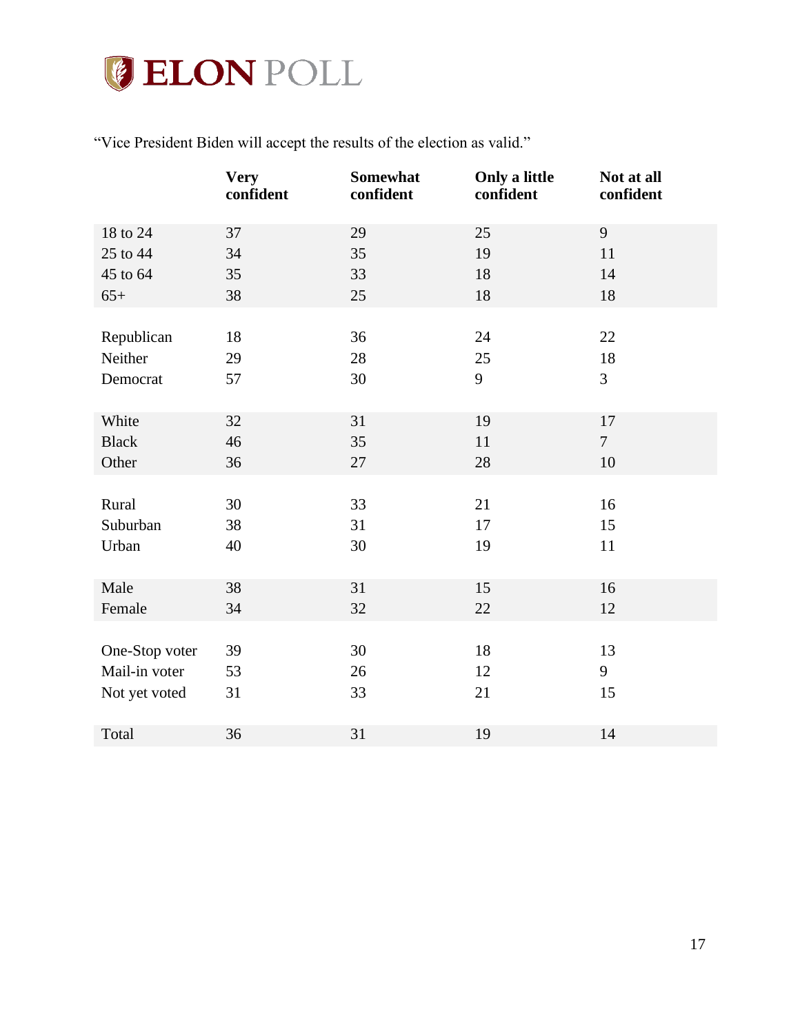"Vice President Biden will accept the results of the election as valid."

| | Very confident | Somewhat confident | Only a little confident | Not at all confident |
|---|---|---|---|---|
| 18 to 24 | 37 | 29 | 25 | 9 |
| 25 to 44 | 34 | 35 | 19 | 11 |
| 45 to 64 | 35 | 33 | 18 | 14 |
| 65+ | 38 | 25 | 18 | 18 |
| | | | | |
| Republican | 18 | 36 | 24 | 22 |
| Neither | 29 | 28 | 25 | 18 |
| Democrat | 57 | 30 | 9 | 3 |
| | | | | |
| White | 32 | 31 | 19 | 17 |
| Black | 46 | 35 | 11 | 7 |
| Other | 36 | 27 | 28 | 10 |
| | | | | |
| Rural | 30 | 33 | 21 | 16 |
| Suburban | 38 | 31 | 17 | 15 |
| Urban | 40 | 30 | 19 | 11 |
| | | | | |
| Male | 38 | 31 | 15 | 16 |
| Female | 34 | 32 | 22 | 12 |
| | | | | |
| One-Stop voter | 39 | 30 | 18 | 13 |
| Mail-in voter | 53 | 26 | 12 | 9 |
| Not yet voted | 31 | 33 | 21 | 15 |
| | | | | |
| Total | 36 | 31 | 19 | 14 |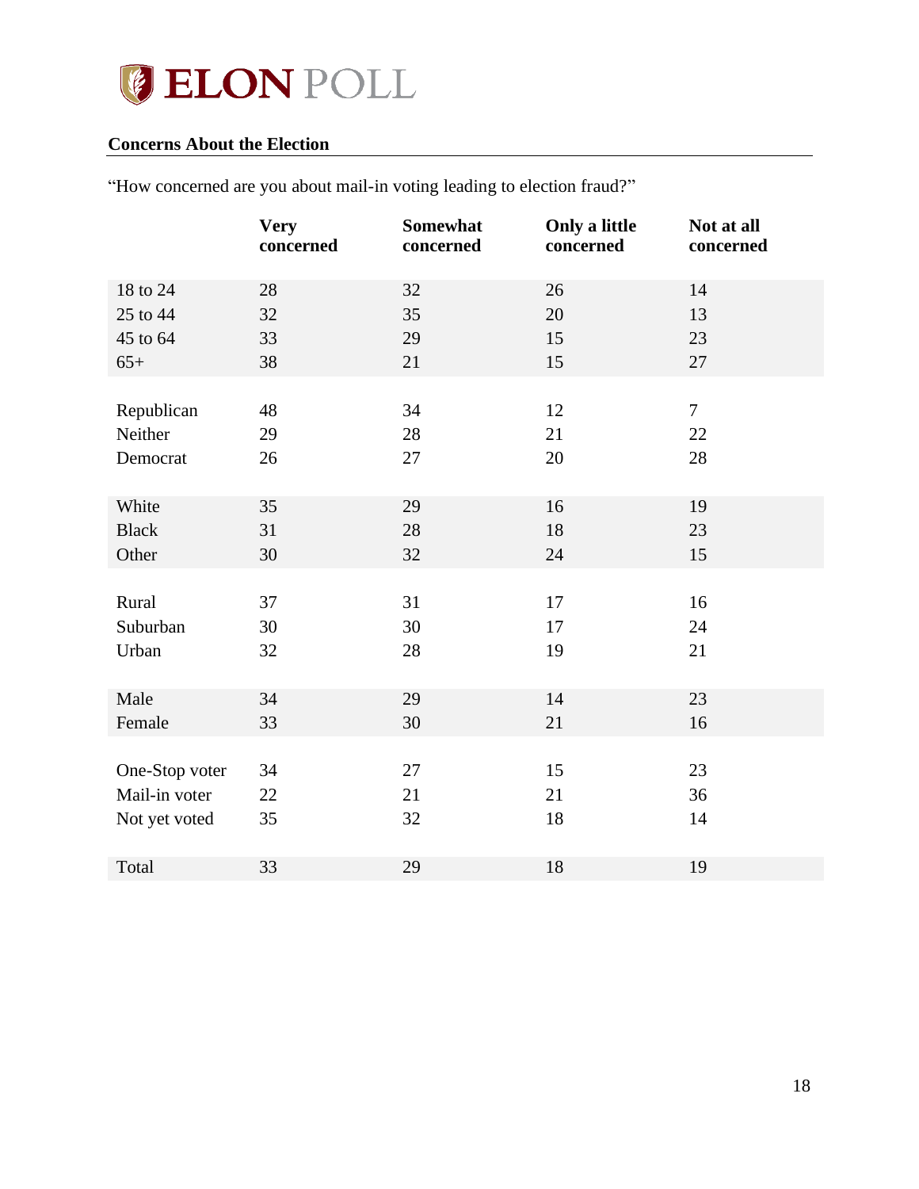## Concerns About the Election

"How concerned are you about mail-in voting leading to election fraud?"

| | Very concerned | Somewhat concerned | Only a little concerned | Not at all concerned |
|---|---|---|---|---|
| 18 to 24 | 28 | 32 | 26 | 14 |
| 25 to 44 | 32 | 35 | 20 | 13 |
| 45 to 64 | 33 | 29 | 15 | 23 |
| 65+ | 38 | 21 | 15 | 27 |
| Republican | 48 | 34 | 12 | 7 |
| Neither | 29 | 28 | 21 | 22 |
| Democrat | 26 | 27 | 20 | 28 |
| White | 35 | 29 | 16 | 19 |
| Black | 31 | 28 | 18 | 23 |
| Other | 30 | 32 | 24 | 15 |
| Rural | 37 | 31 | 17 | 16 |
| Suburban | 30 | 30 | 17 | 24 |
| Urban | 32 | 28 | 19 | 21 |
| Male | 34 | 29 | 14 | 23 |
| Female | 33 | 30 | 21 | 16 |
| One-Stop voter | 34 | 27 | 15 | 23 |
| Mail-in voter | 22 | 21 | 21 | 36 |
| Not yet voted | 35 | 32 | 18 | 14 |
| Total | 33 | 29 | 18 | 19 |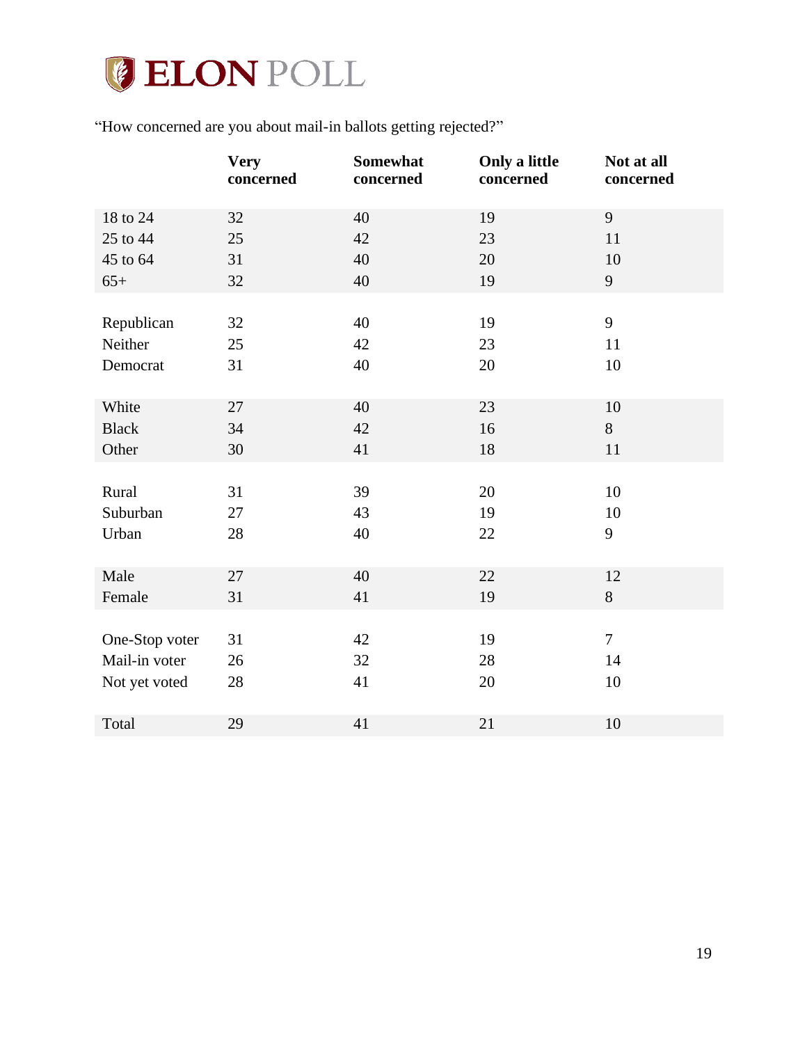ELON POLL

"How concerned are you about mail-in ballots getting rejected?"

| | Very concerned | Somewhat concerned | Only a little concerned | Not at all concerned |
|---|---|---|---|---|
| 18 to 24 | 32 | 40 | 19 | 9 |
| 25 to 44 | 25 | 42 | 23 | 11 |
| 45 to 64 | 31 | 40 | 20 | 10 |
| 65+ | 32 | 40 | 19 | 9 |
| | | | | |
| Republican | 32 | 40 | 19 | 9 |
| Neither | 25 | 42 | 23 | 11 |
| Democrat | 31 | 40 | 20 | 10 |
| | | | | |
| White | 27 | 40 | 23 | 10 |
| Black | 34 | 42 | 16 | 8 |
| Other | 30 | 41 | 18 | 11 |
| | | | | |
| Rural | 31 | 39 | 20 | 10 |
| Suburban | 27 | 43 | 19 | 10 |
| Urban | 28 | 40 | 22 | 9 |
| | | | | |
| Male | 27 | 40 | 22 | 12 |
| Female | 31 | 41 | 19 | 8 |
| | | | | |
| One-Stop voter | 31 | 42 | 19 | 7 |
| Mail-in voter | 26 | 32 | 28 | 14 |
| Not yet voted | 28 | 41 | 20 | 10 |
| | | | | |
| Total | 29 | 41 | 21 | 10 |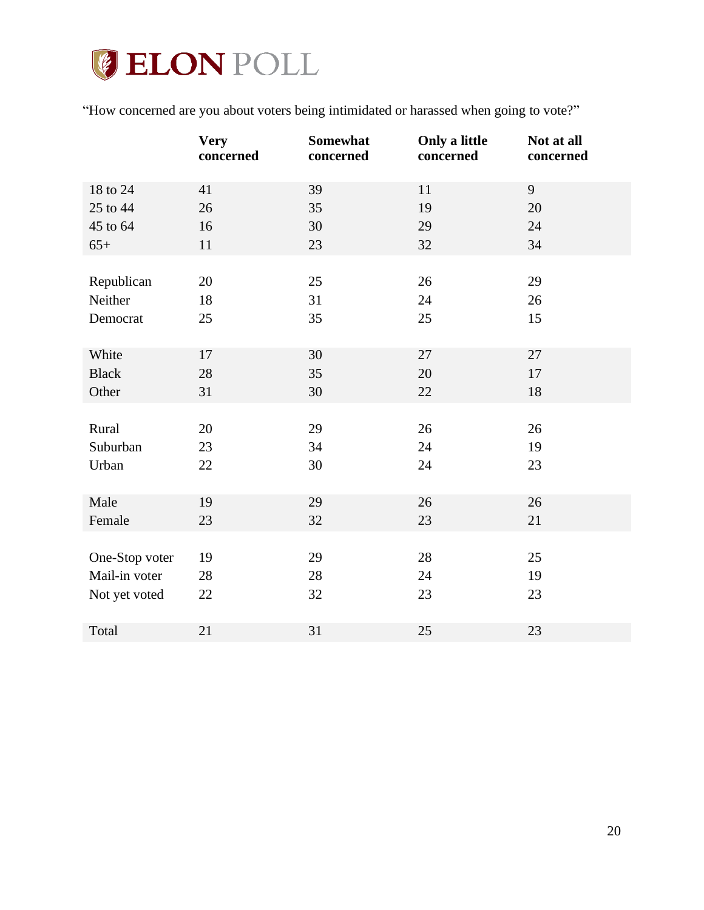ELON POLL

"How concerned are you about voters being intimidated or harassed when going to vote?"

| | Very concerned | Somewhat concerned | Only a little concerned | Not at all concerned |
|---|---|---|---|---|
| 18 to 24 | 41 | 39 | 11 | 9 |
| 25 to 44 | 26 | 35 | 19 | 20 |
| 45 to 64 | 16 | 30 | 29 | 24 |
| 65+ | 11 | 23 | 32 | 34 |
| | | | | |
| Republican | 20 | 25 | 26 | 29 |
| Neither | 18 | 31 | 24 | 26 |
| Democrat | 25 | 35 | 25 | 15 |
| | | | | |
| White | 17 | 30 | 27 | 27 |
| Black | 28 | 35 | 20 | 17 |
| Other | 31 | 30 | 22 | 18 |
| | | | | |
| Rural | 20 | 29 | 26 | 26 |
| Suburban | 23 | 34 | 24 | 19 |
| Urban | 22 | 30 | 24 | 23 |
| | | | | |
| Male | 19 | 29 | 26 | 26 |
| Female | 23 | 32 | 23 | 21 |
| | | | | |
| One-Stop voter | 19 | 29 | 28 | 25 |
| Mail-in voter | 28 | 28 | 24 | 19 |
| Not yet voted | 22 | 32 | 23 | 23 |
| | | | | |
| Total | 21 | 31 | 25 | 23 |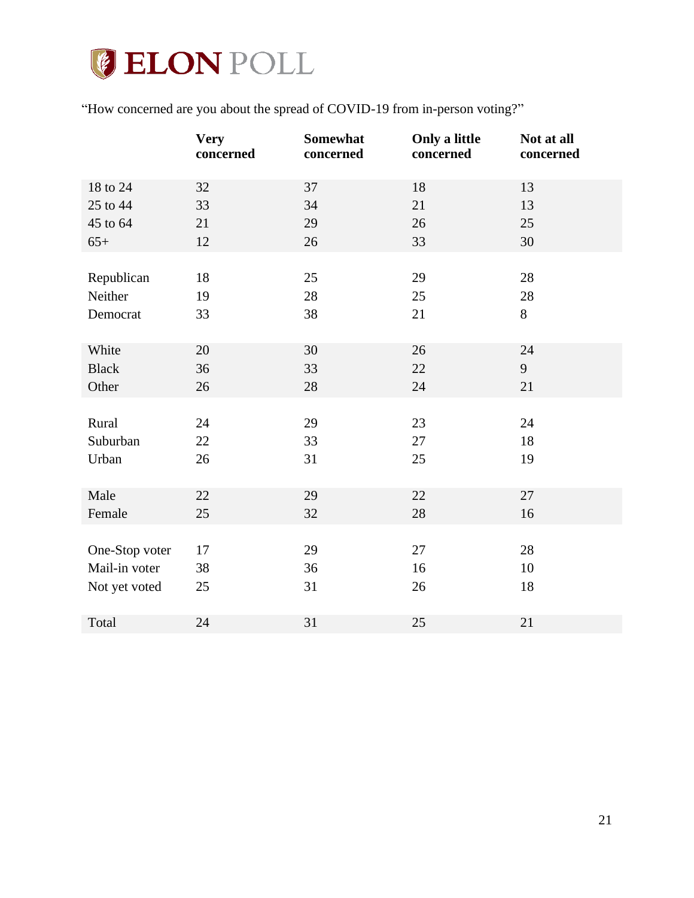# ELON POLL

"How concerned are you about the spread of COVID-19 from in-person voting?"

| | Very concerned | Somewhat concerned | Only a little concerned | Not at all concerned |
|---|---|---|---|---|
| 18 to 24 | 32 | 37 | 18 | 13 |
| 25 to 44 | 33 | 34 | 21 | 13 |
| 45 to 64 | 21 | 29 | 26 | 25 |
| 65+ | 12 | 26 | 33 | 30 |
| | | | | |
| Republican | 18 | 25 | 29 | 28 |
| Neither | 19 | 28 | 25 | 28 |
| Democrat | 33 | 38 | 21 | 8 |
| | | | | |
| White | 20 | 30 | 26 | 24 |
| Black | 36 | 33 | 22 | 9 |
| Other | 26 | 28 | 24 | 21 |
| | | | | |
| Rural | 24 | 29 | 23 | 24 |
| Suburban | 22 | 33 | 27 | 18 |
| Urban | 26 | 31 | 25 | 19 |
| | | | | |
| Male | 22 | 29 | 22 | 27 |
| Female | 25 | 32 | 28 | 16 |
| | | | | |
| One-Stop voter | 17 | 29 | 27 | 28 |
| Mail-in voter | 38 | 36 | 16 | 10 |
| Not yet voted | 25 | 31 | 26 | 18 |
| | | | | |
| Total | 24 | 31 | 25 | 21 |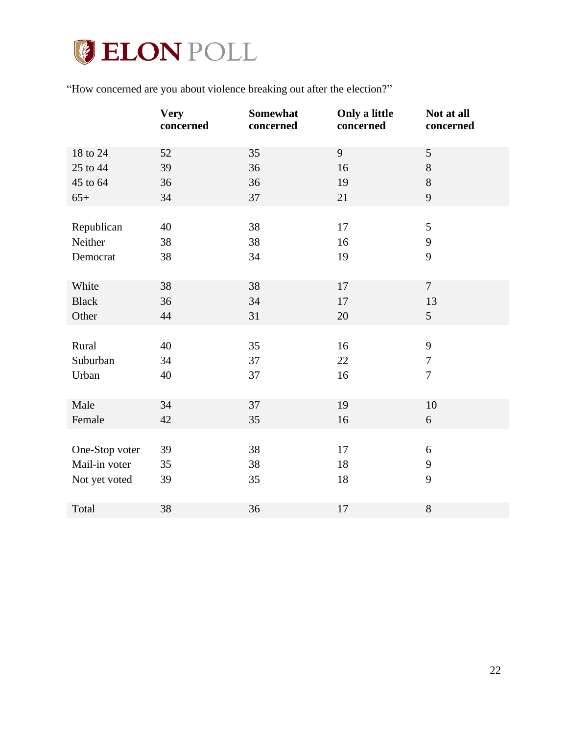# ELON POLL

"How concerned are you about violence breaking out after the election?"

| | Very concerned | Somewhat concerned | Only a little concerned | Not at all concerned |
|---|---|---|---|---|
| 18 to 24 | 52 | 35 | 9 | 5 |
| 25 to 44 | 39 | 36 | 16 | 8 |
| 45 to 64 | 36 | 36 | 19 | 8 |
| 65+ | 34 | 37 | 21 | 9 |
| | | | | |
| Republican | 40 | 38 | 17 | 5 |
| Neither | 38 | 38 | 16 | 9 |
| Democrat | 38 | 34 | 19 | 9 |
| | | | | |
| White | 38 | 38 | 17 | 7 |
| Black | 36 | 34 | 17 | 13 |
| Other | 44 | 31 | 20 | 5 |
| | | | | |
| Rural | 40 | 35 | 16 | 9 |
| Suburban | 34 | 37 | 22 | 7 |
| Urban | 40 | 37 | 16 | 7 |
| | | | | |
| Male | 34 | 37 | 19 | 10 |
| Female | 42 | 35 | 16 | 6 |
| | | | | |
| One-Stop voter | 39 | 38 | 17 | 6 |
| Mail-in voter | 35 | 38 | 18 | 9 |
| Not yet voted | 39 | 35 | 18 | 9 |
| | | | | |
| Total | 38 | 36 | 17 | 8 |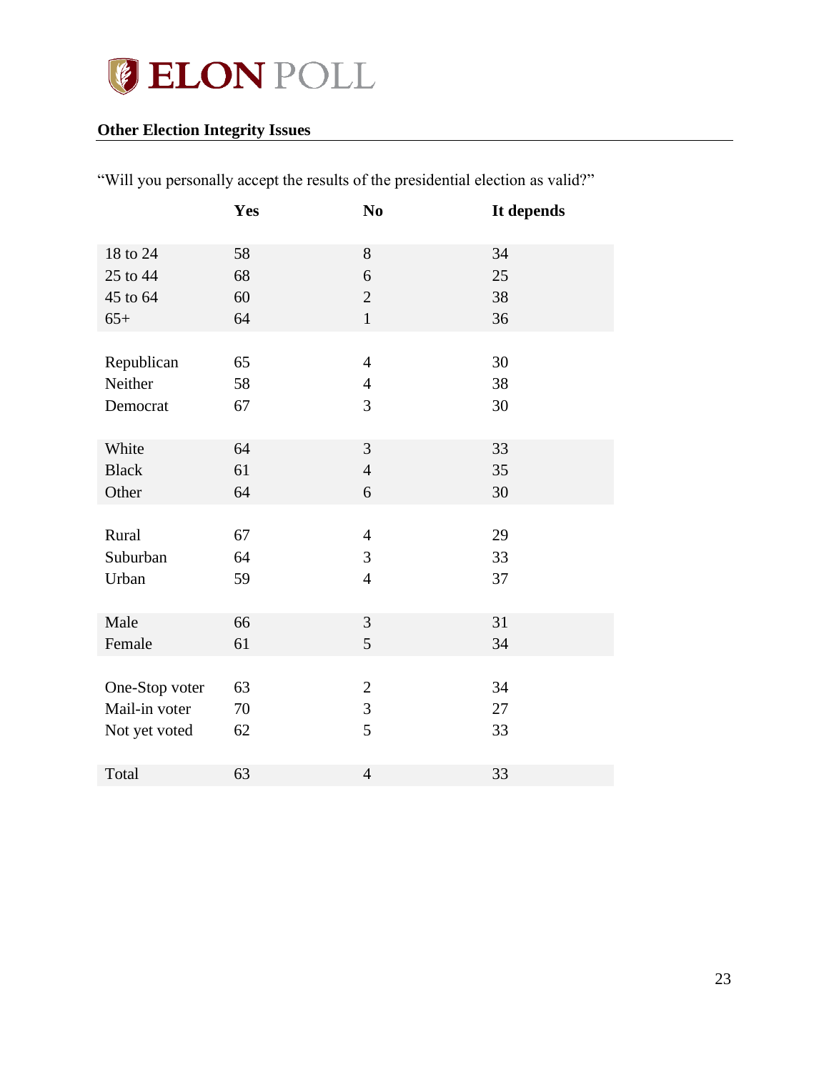**ELON POLL**

## Other Election Integrity Issues

"Will you personally accept the results of the presidential election as valid?"

| | Yes | No | It depends |
|---|---|---|---|
| 18 to 24 | 58 | 8 | 34 |
| 25 to 44 | 68 | 6 | 25 |
| 45 to 64 | 60 | 2 | 38 |
| 65+ | 64 | 1 | 36 |
| | | | |
| Republican | 65 | 4 | 30 |
| Neither | 58 | 4 | 38 |
| Democrat | 67 | 3 | 30 |
| | | | |
| White | 64 | 3 | 33 |
| Black | 61 | 4 | 35 |
| Other | 64 | 6 | 30 |
| | | | |
| Rural | 67 | 4 | 29 |
| Suburban | 64 | 3 | 33 |
| Urban | 59 | 4 | 37 |
| | | | |
| Male | 66 | 3 | 31 |
| Female | 61 | 5 | 34 |
| | | | |
| One-Stop voter | 63 | 2 | 34 |
| Mail-in voter | 70 | 3 | 27 |
| Not yet voted | 62 | 5 | 33 |
| | | | |
| Total | 63 | 4 | 33 |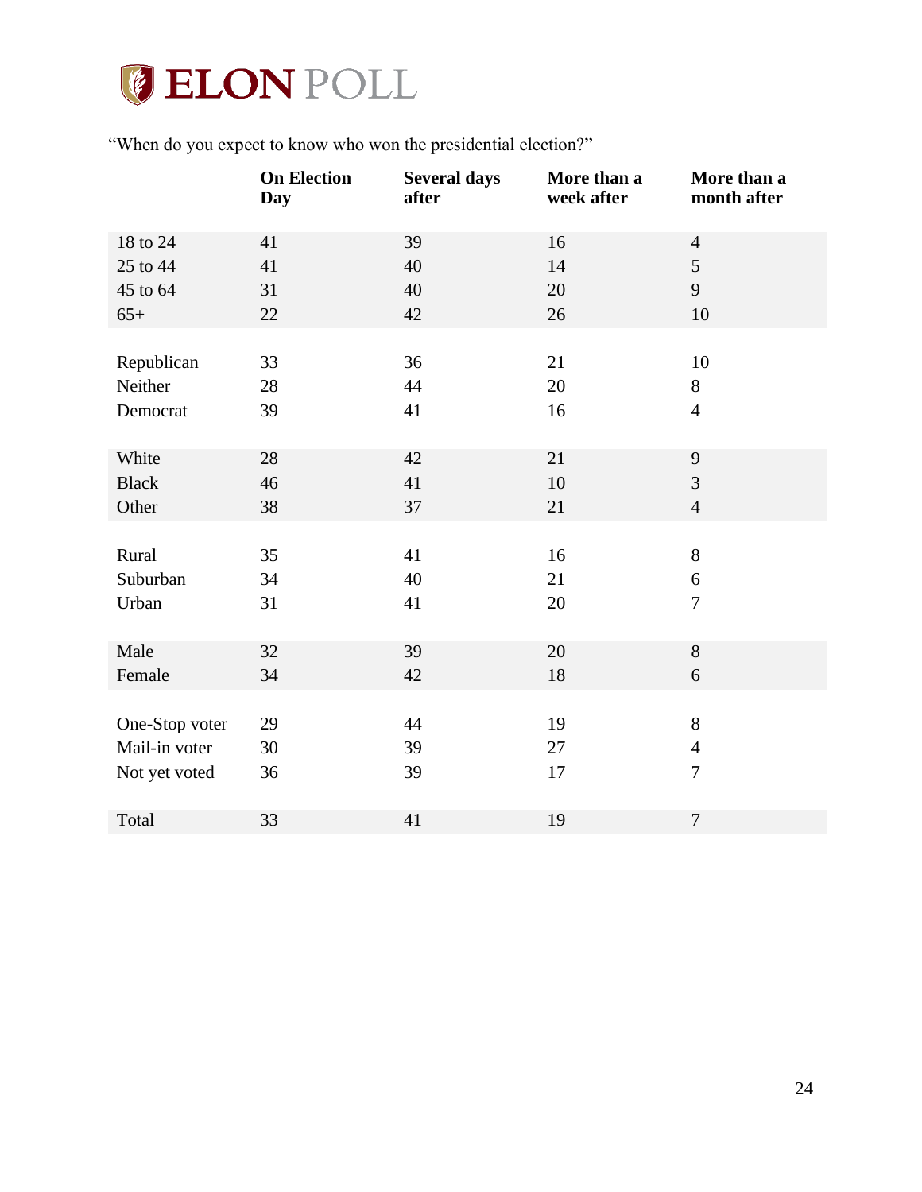“When do you expect to know who won the presidential election?”

| | On Election Day | Several days after | More than a week after | More than a month after |
|---|---|---|---|---|
| 18 to 24 | 41 | 39 | 16 | 4 |
| 25 to 44 | 41 | 40 | 14 | 5 |
| 45 to 64 | 31 | 40 | 20 | 9 |
| 65+ | 22 | 42 | 26 | 10 |
| | | | | |
| Republican | 33 | 36 | 21 | 10 |
| Neither | 28 | 44 | 20 | 8 |
| Democrat | 39 | 41 | 16 | 4 |
| | | | | |
| White | 28 | 42 | 21 | 9 |
| Black | 46 | 41 | 10 | 3 |
| Other | 38 | 37 | 21 | 4 |
| | | | | |
| Rural | 35 | 41 | 16 | 8 |
| Suburban | 34 | 40 | 21 | 6 |
| Urban | 31 | 41 | 20 | 7 |
| | | | | |
| Male | 32 | 39 | 20 | 8 |
| Female | 34 | 42 | 18 | 6 |
| | | | | |
| One-Stop voter | 29 | 44 | 19 | 8 |
| Mail-in voter | 30 | 39 | 27 | 4 |
| Not yet voted | 36 | 39 | 17 | 7 |
| | | | | |
| Total | 33 | 41 | 19 | 7 |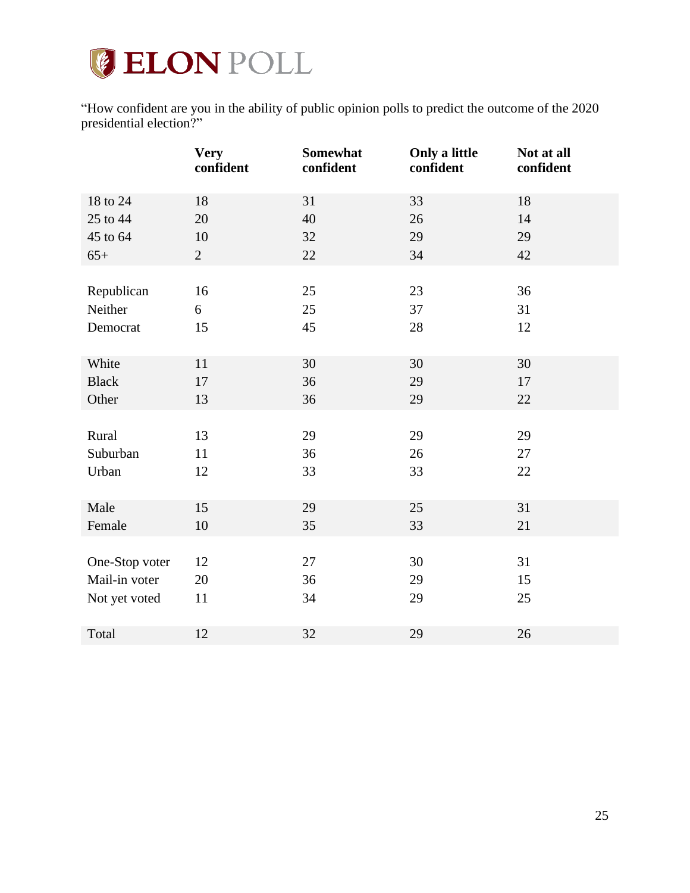"How confident are you in the ability of public opinion polls to predict the outcome of the 2020 presidential election?"

| | Very confident | Somewhat confident | Only a little confident | Not at all confident |
|---|---|---|---|---|
| 18 to 24 | 18 | 31 | 33 | 18 |
| 25 to 44 | 20 | 40 | 26 | 14 |
| 45 to 64 | 10 | 32 | 29 | 29 |
| 65+ | 2 | 22 | 34 | 42 |
| Republican | 16 | 25 | 23 | 36 |
| Neither | 6 | 25 | 37 | 31 |
| Democrat | 15 | 45 | 28 | 12 |
| White | 11 | 30 | 30 | 30 |
| Black | 17 | 36 | 29 | 17 |
| Other | 13 | 36 | 29 | 22 |
| Rural | 13 | 29 | 29 | 29 |
| Suburban | 11 | 36 | 26 | 27 |
| Urban | 12 | 33 | 33 | 22 |
| Male | 15 | 29 | 25 | 31 |
| Female | 10 | 35 | 33 | 21 |
| One-Stop voter | 12 | 27 | 30 | 31 |
| Mail-in voter | 20 | 36 | 29 | 15 |
| Not yet voted | 11 | 34 | 29 | 25 |
| Total | 12 | 32 | 29 | 26 |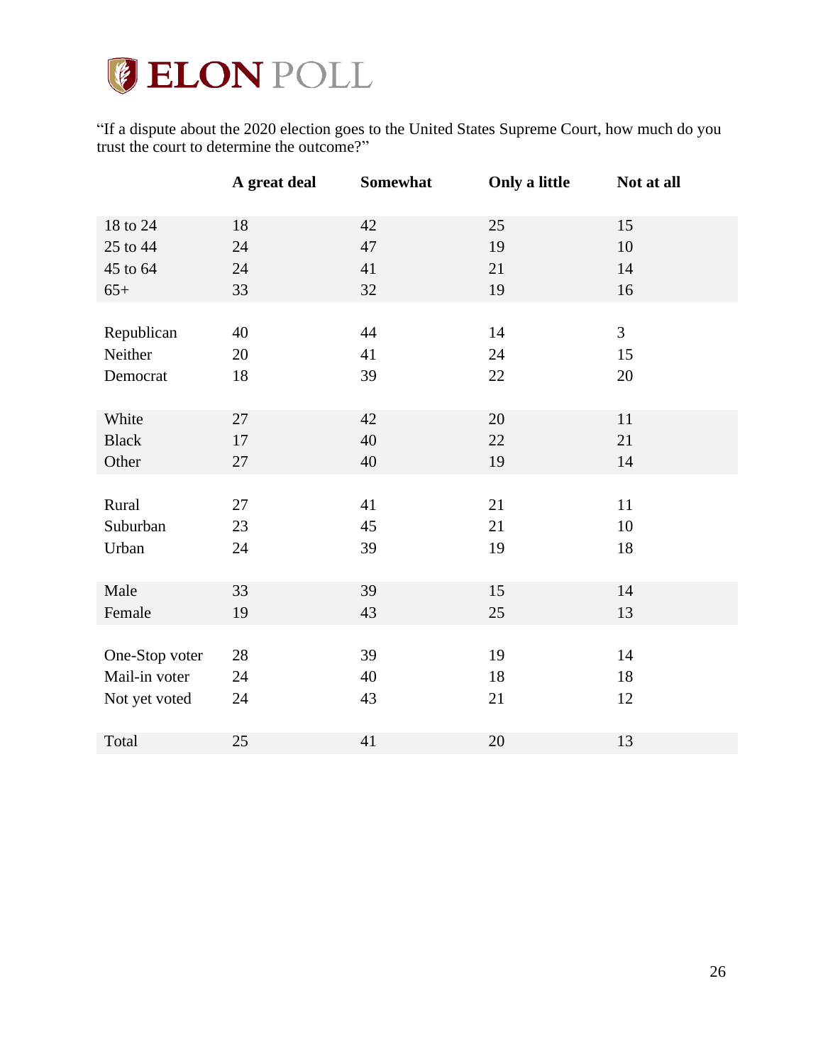“If a dispute about the 2020 election goes to the United States Supreme Court, how much do you trust the court to determine the outcome?”

| | A great deal | Somewhat | Only a little | Not at all |
|---|---|---|---|---|
| 18 to 24 | 18 | 42 | 25 | 15 |
| 25 to 44 | 24 | 47 | 19 | 10 |
| 45 to 64 | 24 | 41 | 21 | 14 |
| 65+ | 33 | 32 | 19 | 16 |
| Republican | 40 | 44 | 14 | 3 |
| Neither | 20 | 41 | 24 | 15 |
| Democrat | 18 | 39 | 22 | 20 |
| White | 27 | 42 | 20 | 11 |
| Black | 17 | 40 | 22 | 21 |
| Other | 27 | 40 | 19 | 14 |
| Rural | 27 | 41 | 21 | 11 |
| Suburban | 23 | 45 | 21 | 10 |
| Urban | 24 | 39 | 19 | 18 |
| Male | 33 | 39 | 15 | 14 |
| Female | 19 | 43 | 25 | 13 |
| One-Stop voter | 28 | 39 | 19 | 14 |
| Mail-in voter | 24 | 40 | 18 | 18 |
| Not yet voted | 24 | 43 | 21 | 12 |
| Total | 25 | 41 | 20 | 13 |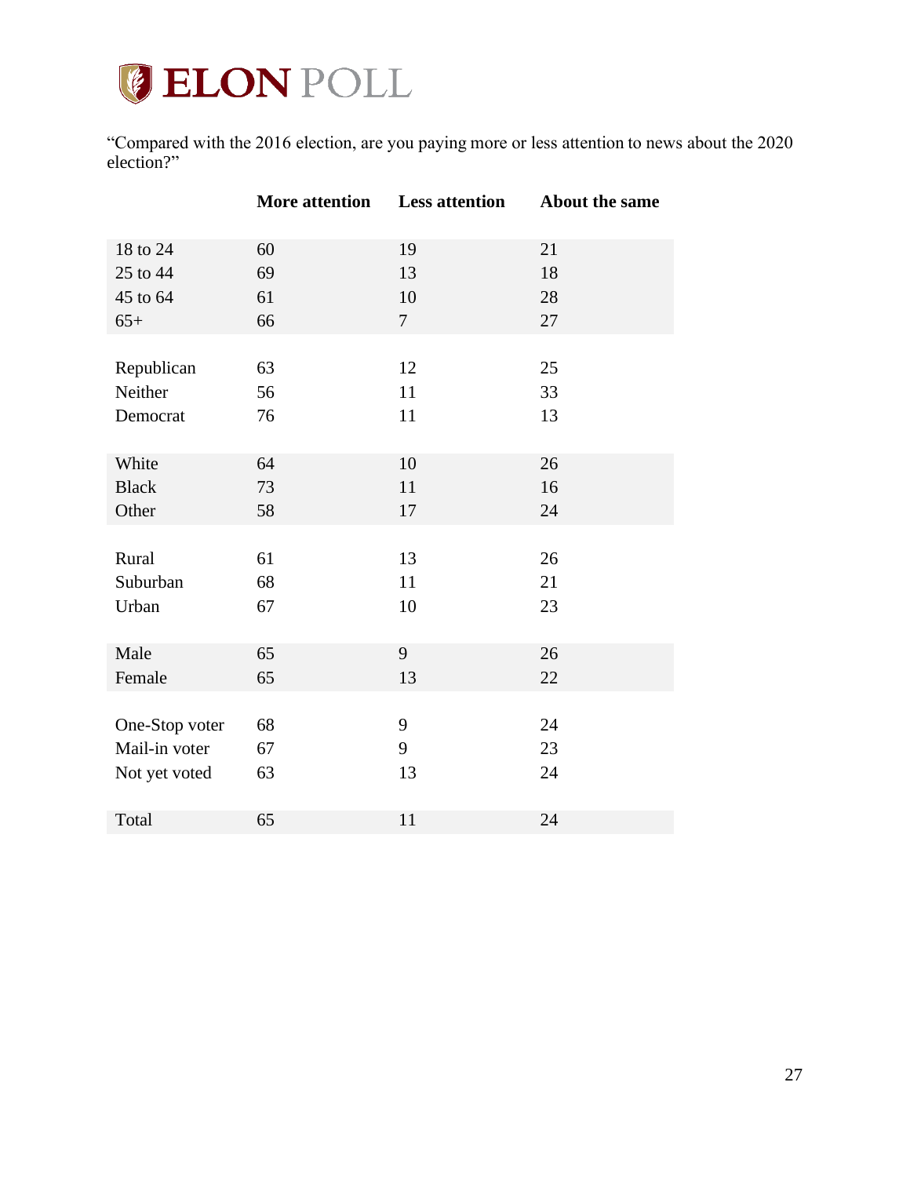ELON POLL

"Compared with the 2016 election, are you paying more or less attention to news about the 2020 election?"

| | More attention | Less attention | About the same |
|---|---|---|---|
| 18 to 24 | 60 | 19 | 21 |
| 25 to 44 | 69 | 13 | 18 |
| 45 to 64 | 61 | 10 | 28 |
| 65+ | 66 | 7 | 27 |
| | | | |
| Republican | 63 | 12 | 25 |
| Neither | 56 | 11 | 33 |
| Democrat | 76 | 11 | 13 |
| | | | |
| White | 64 | 10 | 26 |
| Black | 73 | 11 | 16 |
| Other | 58 | 17 | 24 |
| | | | |
| Rural | 61 | 13 | 26 |
| Suburban | 68 | 11 | 21 |
| Urban | 67 | 10 | 23 |
| | | | |
| Male | 65 | 9 | 26 |
| Female | 65 | 13 | 22 |
| | | | |
| One-Stop voter | 68 | 9 | 24 |
| Mail-in voter | 67 | 9 | 23 |
| Not yet voted | 63 | 13 | 24 |
| | | | |
| Total | 65 | 11 | 24 |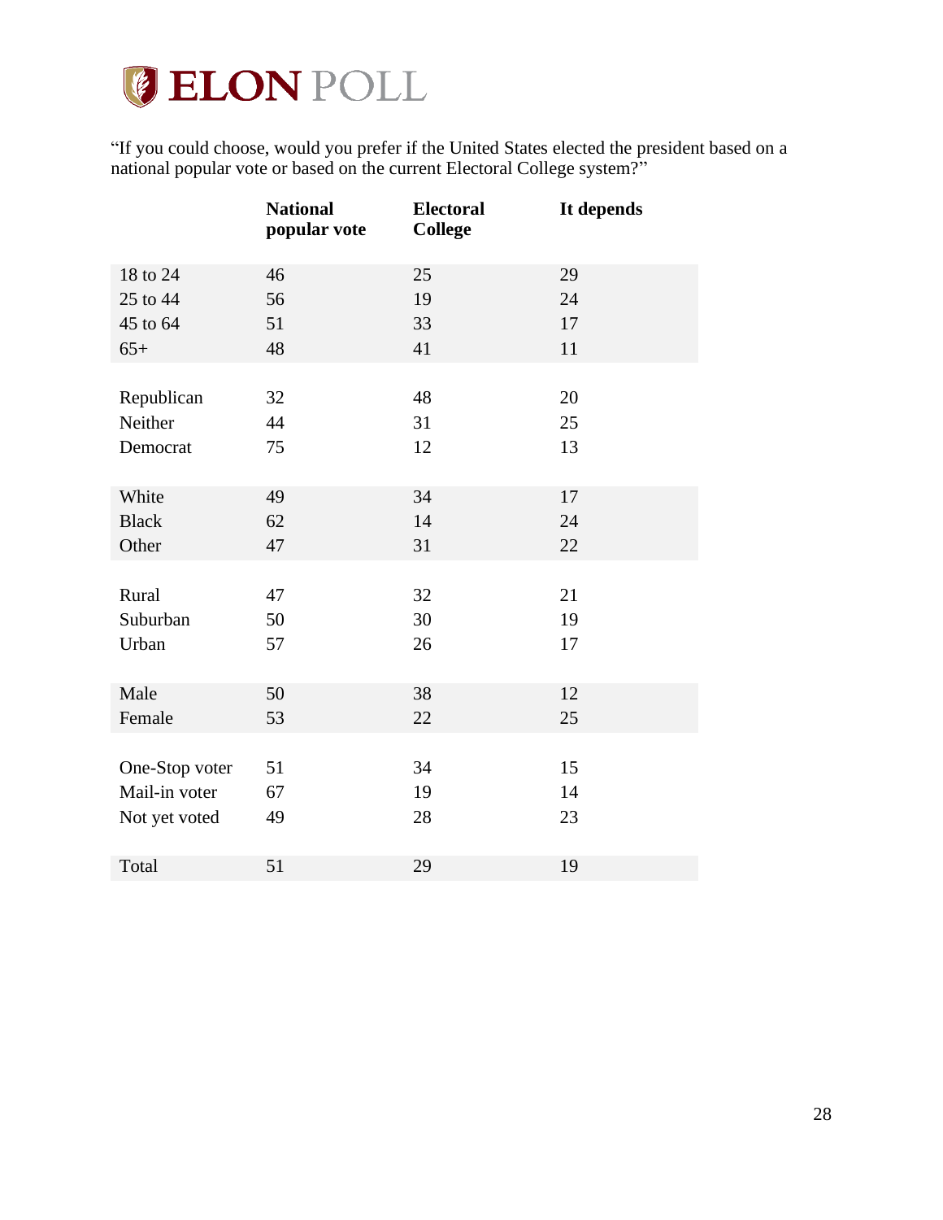“If you could choose, would you prefer if the United States elected the president based on a national popular vote or based on the current Electoral College system?”

| | National popular vote | Electoral College | It depends |
|---|---|---|---|
| 18 to 24 | 46 | 25 | 29 |
| 25 to 44 | 56 | 19 | 24 |
| 45 to 64 | 51 | 33 | 17 |
| 65+ | 48 | 41 | 11 |
| | | | |
| Republican | 32 | 48 | 20 |
| Neither | 44 | 31 | 25 |
| Democrat | 75 | 12 | 13 |
| | | | |
| White | 49 | 34 | 17 |
| Black | 62 | 14 | 24 |
| Other | 47 | 31 | 22 |
| | | | |
| Rural | 47 | 32 | 21 |
| Suburban | 50 | 30 | 19 |
| Urban | 57 | 26 | 17 |
| | | | |
| Male | 50 | 38 | 12 |
| Female | 53 | 22 | 25 |
| | | | |
| One-Stop voter | 51 | 34 | 15 |
| Mail-in voter | 67 | 19 | 14 |
| Not yet voted | 49 | 28 | 23 |
| | | | |
| Total | 51 | 29 | 19 |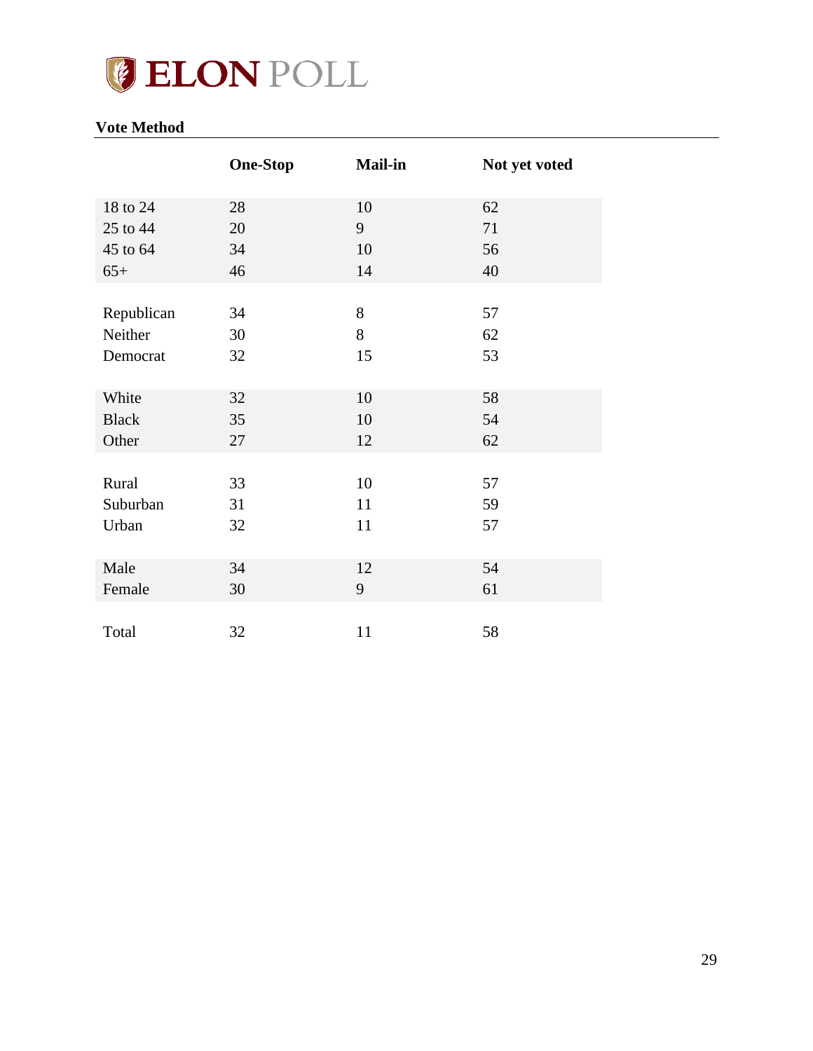**Vote Method**

| | One-Stop | Mail-in | Not yet voted |
|---|---|---|---|
| 18 to 24 | 28 | 10 | 62 |
| 25 to 44 | 20 | 9 | 71 |
| 45 to 64 | 34 | 10 | 56 |
| 65+ | 46 | 14 | 40 |
| | | | |
| Republican | 34 | 8 | 57 |
| Neither | 30 | 8 | 62 |
| Democrat | 32 | 15 | 53 |
| | | | |
| White | 32 | 10 | 58 |
| Black | 35 | 10 | 54 |
| Other | 27 | 12 | 62 |
| | | | |
| Rural | 33 | 10 | 57 |
| Suburban | 31 | 11 | 59 |
| Urban | 32 | 11 | 57 |
| | | | |
| Male | 34 | 12 | 54 |
| Female | 30 | 9 | 61 |
| | | | |
| Total | 32 | 11 | 58 |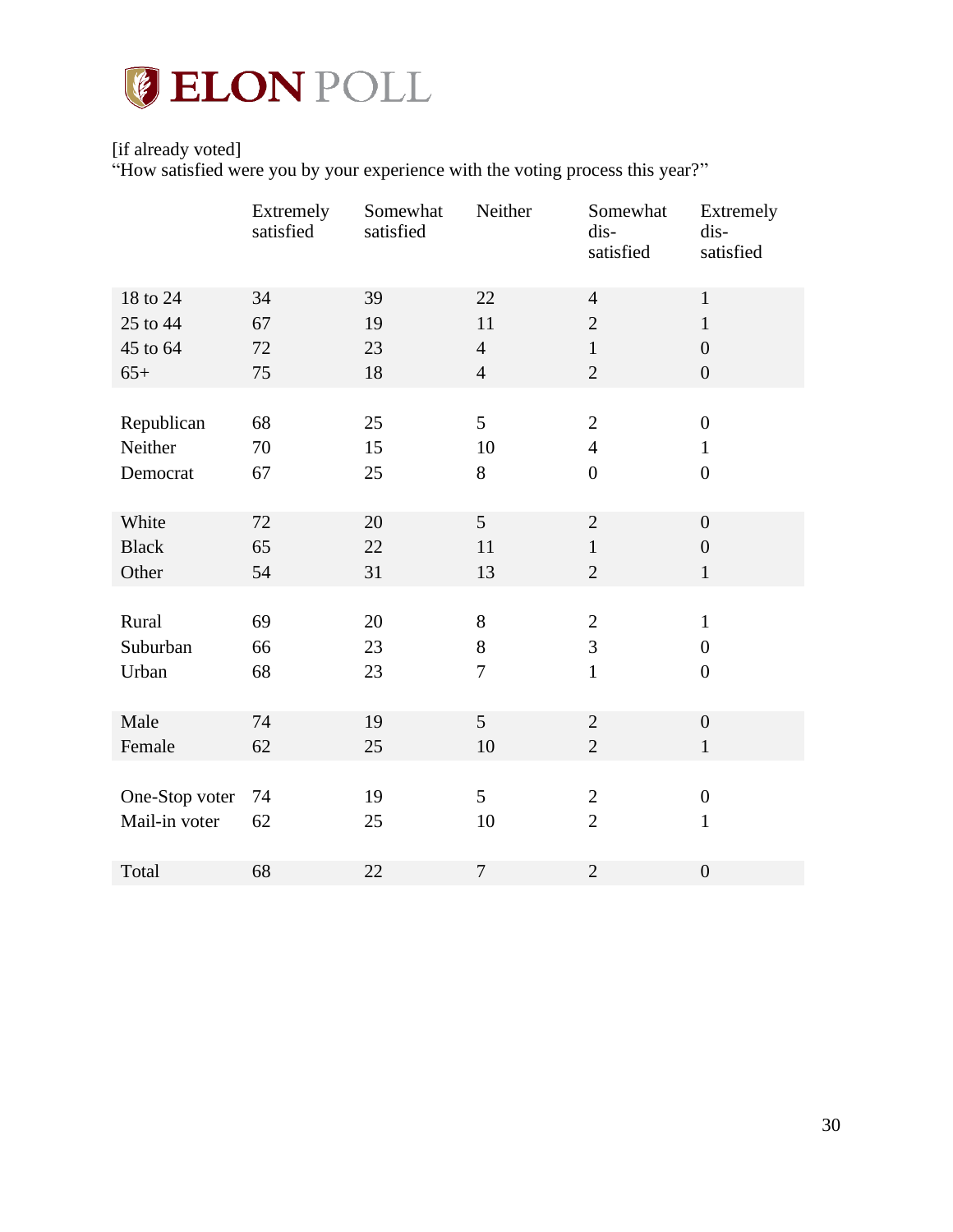ELON POLL

[if already voted]
"How satisfied were you by your experience with the voting process this year?"

| | Extremely satisfied | Somewhat satisfied | Neither | Somewhat dis-satisfied | Extremely dis-satisfied |
|---|---|---|---|---|---|
| 18 to 24 | 34 | 39 | 22 | 4 | 1 |
| 25 to 44 | 67 | 19 | 11 | 2 | 1 |
| 45 to 64 | 72 | 23 | 4 | 1 | 0 |
| 65+ | 75 | 18 | 4 | 2 | 0 |
| | | | | | |
| Republican | 68 | 25 | 5 | 2 | 0 |
| Neither | 70 | 15 | 10 | 4 | 1 |
| Democrat | 67 | 25 | 8 | 0 | 0 |
| | | | | | |
| White | 72 | 20 | 5 | 2 | 0 |
| Black | 65 | 22 | 11 | 1 | 0 |
| Other | 54 | 31 | 13 | 2 | 1 |
| | | | | | |
| Rural | 69 | 20 | 8 | 2 | 1 |
| Suburban | 66 | 23 | 8 | 3 | 0 |
| Urban | 68 | 23 | 7 | 1 | 0 |
| | | | | | |
| Male | 74 | 19 | 5 | 2 | 0 |
| Female | 62 | 25 | 10 | 2 | 1 |
| | | | | | |
| One-Stop voter | 74 | 19 | 5 | 2 | 0 |
| Mail-in voter | 62 | 25 | 10 | 2 | 1 |
| | | | | | |
| Total | 68 | 22 | 7 | 2 | 0 |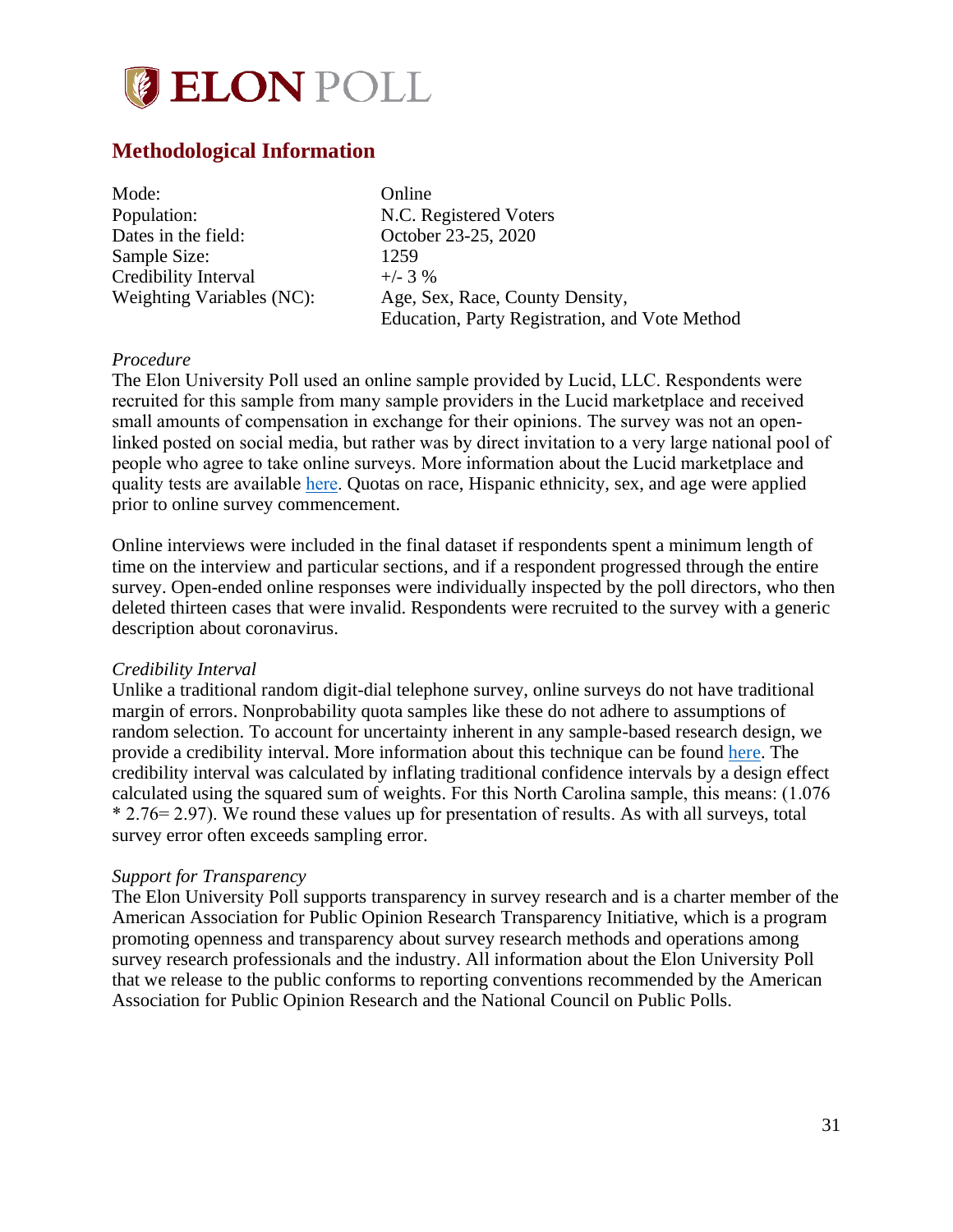ELON POLL

## Methodological Information

| | |
|---|---|
| Mode: | Online |
| Population: | N.C. Registered Voters |
| Dates in the field: | October 23-25, 2020 |
| Sample Size: | 1259 |
| Credibility Interval | +/- 3 % |
| Weighting Variables (NC): | Age, Sex, Race, County Density, Education, Party Registration, and Vote Method |

*Procedure*

The Elon University Poll used an online sample provided by Lucid, LLC. Respondents were recruited for this sample from many sample providers in the Lucid marketplace and received small amounts of compensation in exchange for their opinions. The survey was not an open-linked posted on social media, but rather was by direct invitation to a very large national pool of people who agree to take online surveys. More information about the Lucid marketplace and quality tests are available here. Quotas on race, Hispanic ethnicity, sex, and age were applied prior to online survey commencement.

Online interviews were included in the final dataset if respondents spent a minimum length of time on the interview and particular sections, and if a respondent progressed through the entire survey. Open-ended online responses were individually inspected by the poll directors, who then deleted thirteen cases that were invalid. Respondents were recruited to the survey with a generic description about coronavirus.

*Credibility Interval*

Unlike a traditional random digit-dial telephone survey, online surveys do not have traditional margin of errors. Nonprobability quota samples like these do not adhere to assumptions of random selection. To account for uncertainty inherent in any sample-based research design, we provide a credibility interval. More information about this technique can be found here. The credibility interval was calculated by inflating traditional confidence intervals by a design effect calculated using the squared sum of weights. For this North Carolina sample, this means: (1.076 * 2.76= 2.97). We round these values up for presentation of results. As with all surveys, total survey error often exceeds sampling error.

*Support for Transparency*

The Elon University Poll supports transparency in survey research and is a charter member of the American Association for Public Opinion Research Transparency Initiative, which is a program promoting openness and transparency about survey research methods and operations among survey research professionals and the industry. All information about the Elon University Poll that we release to the public conforms to reporting conventions recommended by the American Association for Public Opinion Research and the National Council on Public Polls.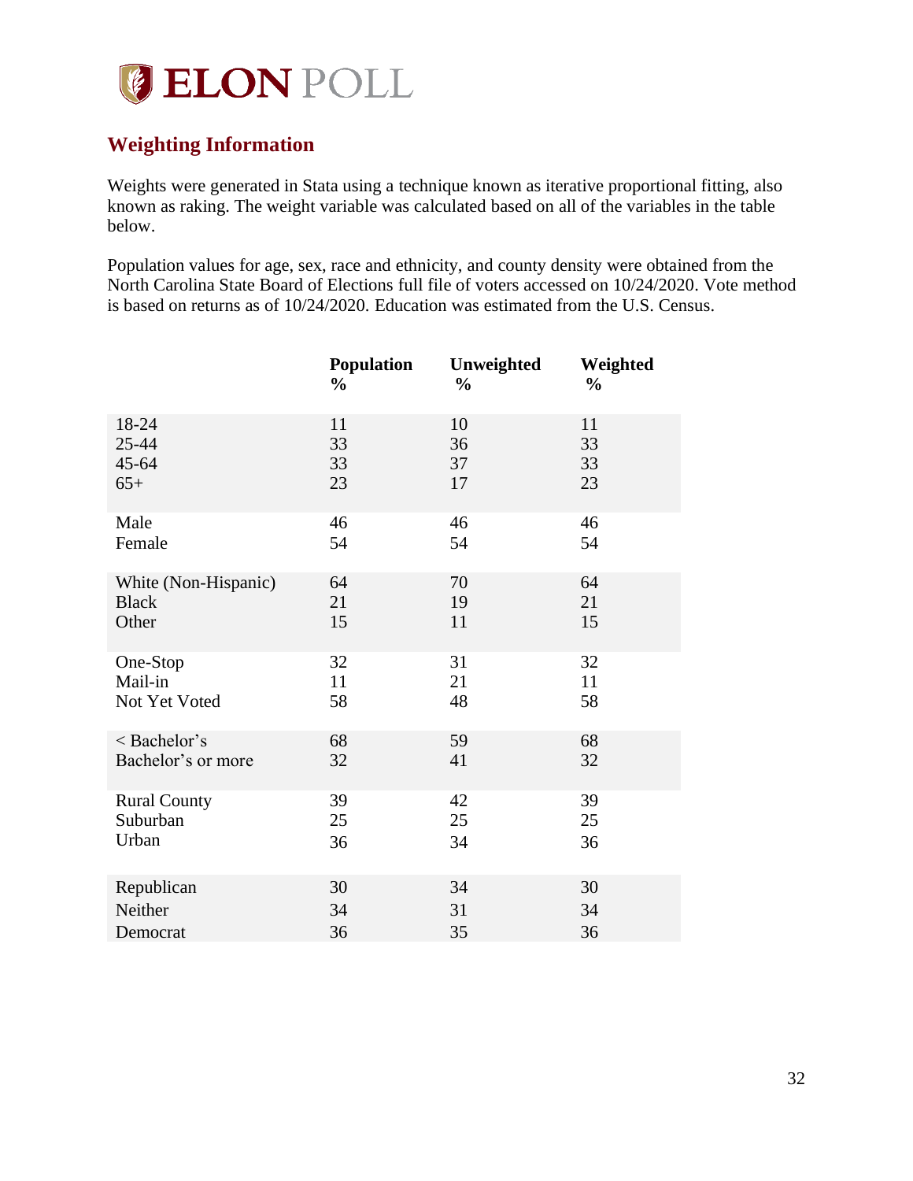ELON POLL

## Weighting Information

Weights were generated in Stata using a technique known as iterative proportional fitting, also known as raking. The weight variable was calculated based on all of the variables in the table below.

Population values for age, sex, race and ethnicity, and county density were obtained from the North Carolina State Board of Elections full file of voters accessed on 10/24/2020. Vote method is based on returns as of 10/24/2020. Education was estimated from the U.S. Census.

| | Population % | Unweighted % | Weighted % |
|---|---|---|---|
| 18-24 | 11 | 10 | 11 |
| 25-44 | 33 | 36 | 33 |
| 45-64 | 33 | 37 | 33 |
| 65+ | 23 | 17 | 23 |
| Male | 46 | 46 | 46 |
| Female | 54 | 54 | 54 |
| White (Non-Hispanic) | 64 | 70 | 64 |
| Black | 21 | 19 | 21 |
| Other | 15 | 11 | 15 |
| One-Stop | 32 | 31 | 32 |
| Mail-in | 11 | 21 | 11 |
| Not Yet Voted | 58 | 48 | 58 |
| < Bachelor's | 68 | 59 | 68 |
| Bachelor's or more | 32 | 41 | 32 |
| Rural County | 39 | 42 | 39 |
| Suburban | 25 | 25 | 25 |
| Urban | 36 | 34 | 36 |
| Republican | 30 | 34 | 30 |
| Neither | 34 | 31 | 34 |
| Democrat | 36 | 35 | 36 |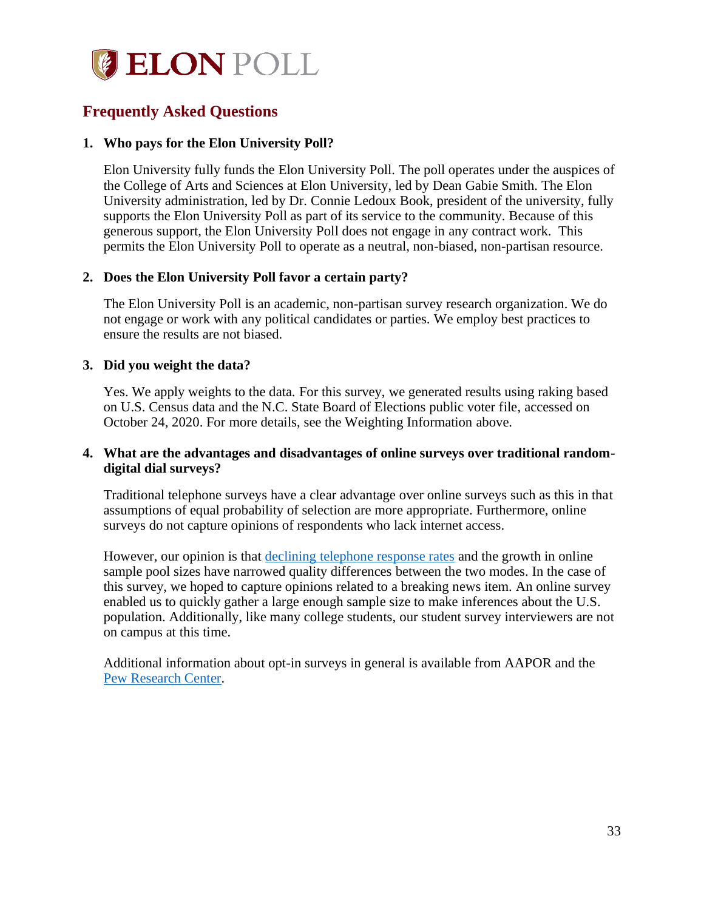**ELON POLL**

## Frequently Asked Questions

1. **Who pays for the Elon University Poll?**

   Elon University fully funds the Elon University Poll. The poll operates under the auspices of the College of Arts and Sciences at Elon University, led by Dean Gabie Smith. The Elon University administration, led by Dr. Connie Ledoux Book, president of the university, fully supports the Elon University Poll as part of its service to the community. Because of this generous support, the Elon University Poll does not engage in any contract work. This permits the Elon University Poll to operate as a neutral, non-biased, non-partisan resource.

2. **Does the Elon University Poll favor a certain party?**

   The Elon University Poll is an academic, non-partisan survey research organization. We do not engage or work with any political candidates or parties. We employ best practices to ensure the results are not biased.

3. **Did you weight the data?**

   Yes. We apply weights to the data. For this survey, we generated results using raking based on U.S. Census data and the N.C. State Board of Elections public voter file, accessed on October 24, 2020. For more details, see the Weighting Information above.

4. **What are the advantages and disadvantages of online surveys over traditional random-digital dial surveys?**

   Traditional telephone surveys have a clear advantage over online surveys such as this in that assumptions of equal probability of selection are more appropriate. Furthermore, online surveys do not capture opinions of respondents who lack internet access.

   However, our opinion is that declining telephone response rates and the growth in online sample pool sizes have narrowed quality differences between the two modes. In the case of this survey, we hoped to capture opinions related to a breaking news item. An online survey enabled us to quickly gather a large enough sample size to make inferences about the U.S. population. Additionally, like many college students, our student survey interviewers are not on campus at this time.

   Additional information about opt-in surveys in general is available from AAPOR and the Pew Research Center.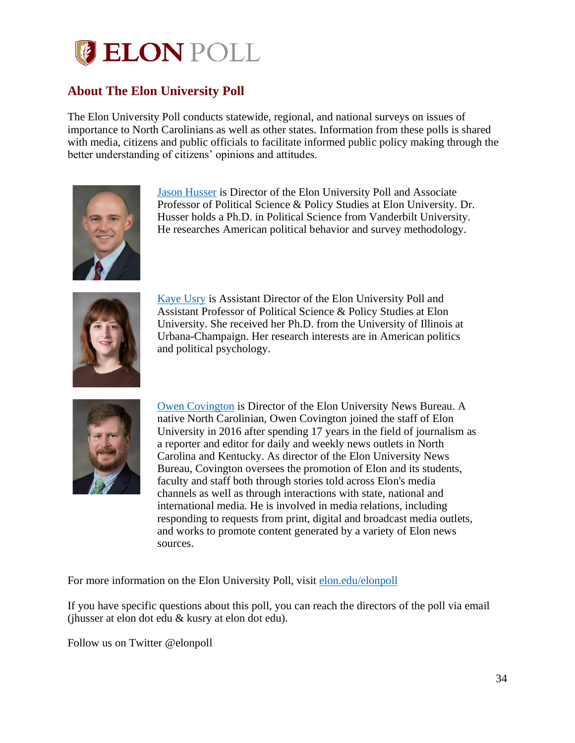# ELON POLL

## About The Elon University Poll

The Elon University Poll conducts statewide, regional, and national surveys on issues of importance to North Carolinians as well as other states. Information from these polls is shared with media, citizens and public officials to facilitate informed public policy making through the better understanding of citizens' opinions and attitudes.

[Jason Husser](#) is Director of the Elon University Poll and Associate Professor of Political Science & Policy Studies at Elon University. Dr. Husser holds a Ph.D. in Political Science from Vanderbilt University. He researches American political behavior and survey methodology.

[Kaye Usry](#) is Assistant Director of the Elon University Poll and Assistant Professor of Political Science & Policy Studies at Elon University. She received her Ph.D. from the University of Illinois at Urbana-Champaign. Her research interests are in American politics and political psychology.

[Owen Covington](#) is Director of the Elon University News Bureau. A native North Carolinian, Owen Covington joined the staff of Elon University in 2016 after spending 17 years in the field of journalism as a reporter and editor for daily and weekly news outlets in North Carolina and Kentucky. As director of the Elon University News Bureau, Covington oversees the promotion of Elon and its students, faculty and staff both through stories told across Elon's media channels as well as through interactions with state, national and international media. He is involved in media relations, including responding to requests from print, digital and broadcast media outlets, and works to promote content generated by a variety of Elon news sources.

For more information on the Elon University Poll, visit [elon.edu/elonpoll](#)

If you have specific questions about this poll, you can reach the directors of the poll via email (jhusser at elon dot edu & kusry at elon dot edu).

Follow us on Twitter @elonpoll